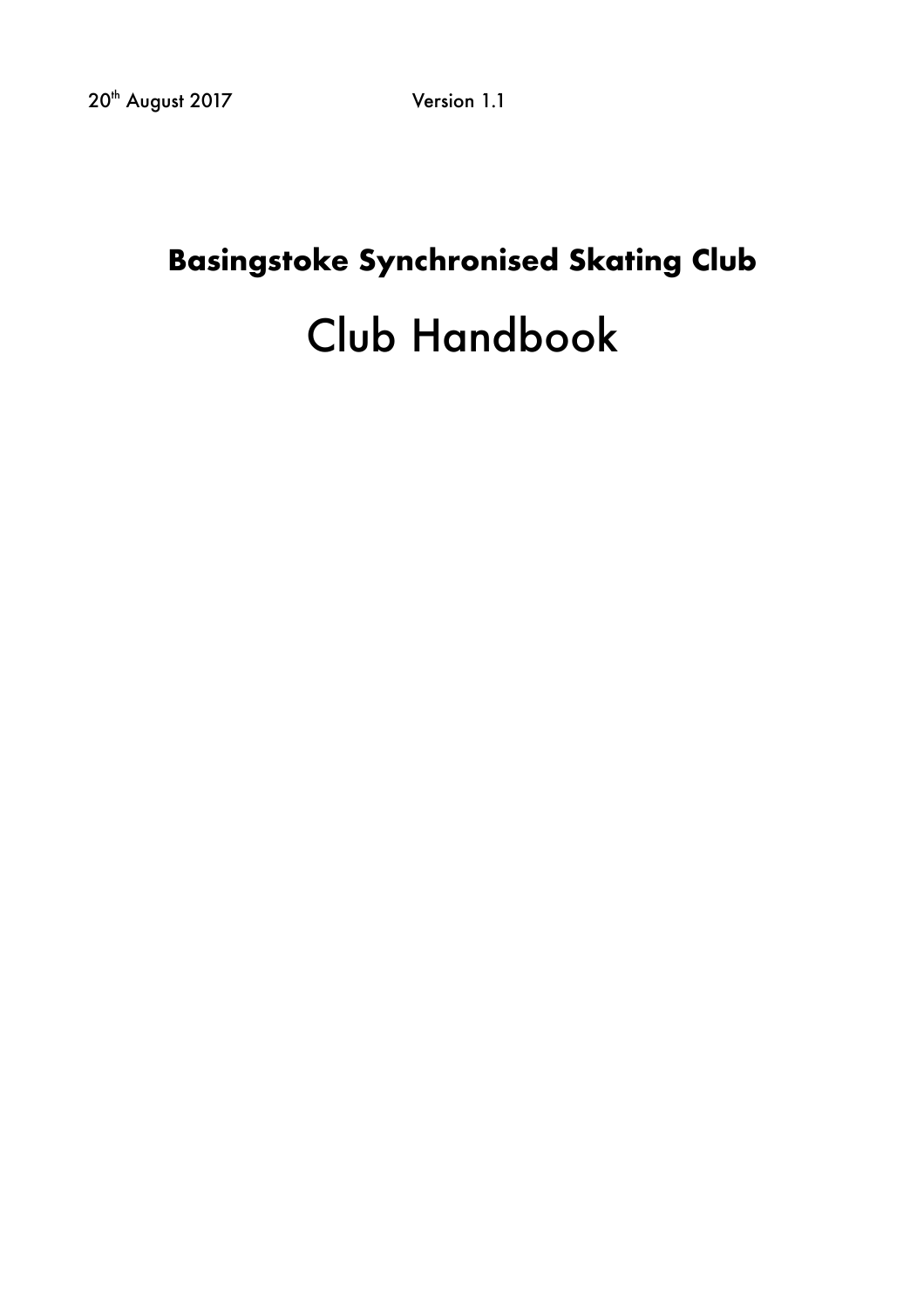20th August 2017 Version 1.1

# Basingstoke Synchronised Skating Club

# Club Handbook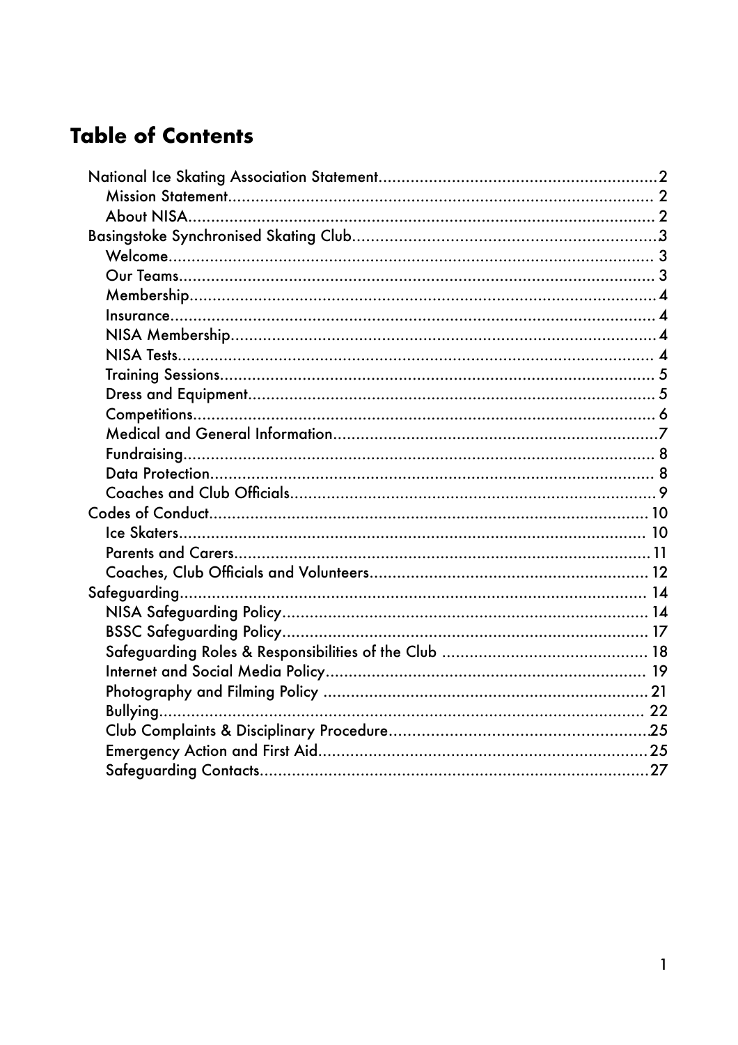# Table of Contents

- National Ice Skating Association Statement....2
  - Mission Statement....2
  - About NISA....2
- Basingstoke Synchronised Skating Club....3
  - Welcome....3
  - Our Teams....3
  - Membership....4
  - Insurance....4
  - NISA Membership....4
  - NISA Tests....4
  - Training Sessions....5
  - Dress and Equipment....5
  - Competitions....6
  - Medical and General Information....7
  - Fundraising....8
  - Data Protection....8
  - Coaches and Club Officials....9
- Codes of Conduct....10
  - Ice Skaters....10
  - Parents and Carers....11
  - Coaches, Club Officials and Volunteers....12
- Safeguarding....14
  - NISA Safeguarding Policy....14
  - BSSC Safeguarding Policy....17
  - Safeguarding Roles & Responsibilities of the Club....18
  - Internet and Social Media Policy....19
  - Photography and Filming Policy....21
  - Bullying....22
  - Club Complaints & Disciplinary Procedure....25
  - Emergency Action and First Aid....25
  - Safeguarding Contacts....27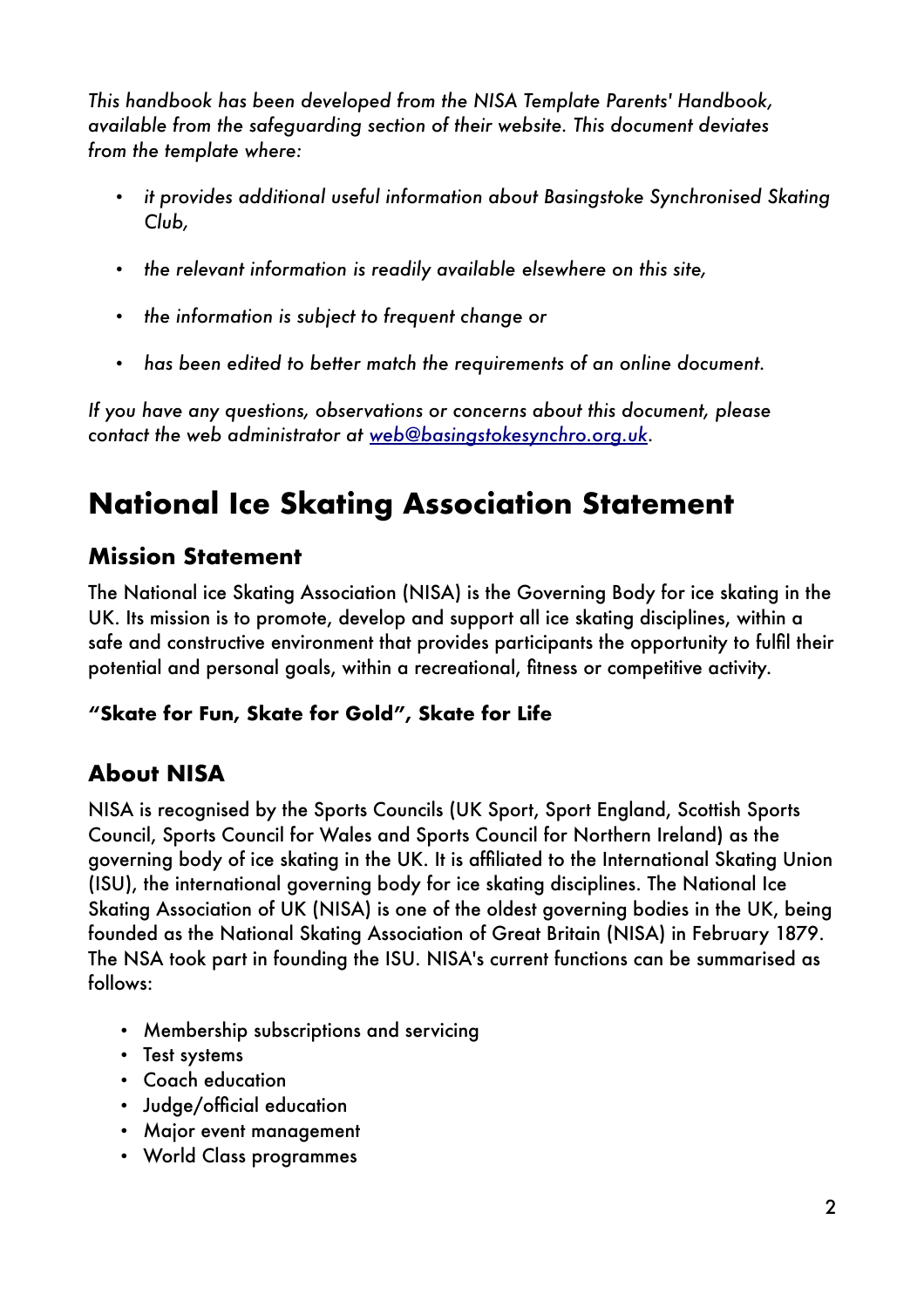*This handbook has been developed from the NISA Template Parents' Handbook, available from the safeguarding section of their website. This document deviates from the template where:*

- *it provides additional useful information about Basingstoke Synchronised Skating Club,*
- *the relevant information is readily available elsewhere on this site,*
- *the information is subject to frequent change or*
- *has been edited to better match the requirements of an online document.*

*If you have any questions, observations or concerns about this document, please contact the web administrator at [web@basingstokesynchro.org.uk](mailto:web@basingstokesynchro.org.uk).*

# National Ice Skating Association Statement

## Mission Statement

The National ice Skating Association (NISA) is the Governing Body for ice skating in the UK. Its mission is to promote, develop and support all ice skating disciplines, within a safe and constructive environment that provides participants the opportunity to fulfil their potential and personal goals, within a recreational, fitness or competitive activity.

**"Skate for Fun, Skate for Gold", Skate for Life**

## About NISA

NISA is recognised by the Sports Councils (UK Sport, Sport England, Scottish Sports Council, Sports Council for Wales and Sports Council for Northern Ireland) as the governing body of ice skating in the UK. It is affiliated to the International Skating Union (ISU), the international governing body for ice skating disciplines. The National Ice Skating Association of UK (NISA) is one of the oldest governing bodies in the UK, being founded as the National Skating Association of Great Britain (NISA) in February 1879. The NSA took part in founding the ISU. NISA's current functions can be summarised as follows:

- Membership subscriptions and servicing
- Test systems
- Coach education
- Judge/official education
- Major event management
- World Class programmes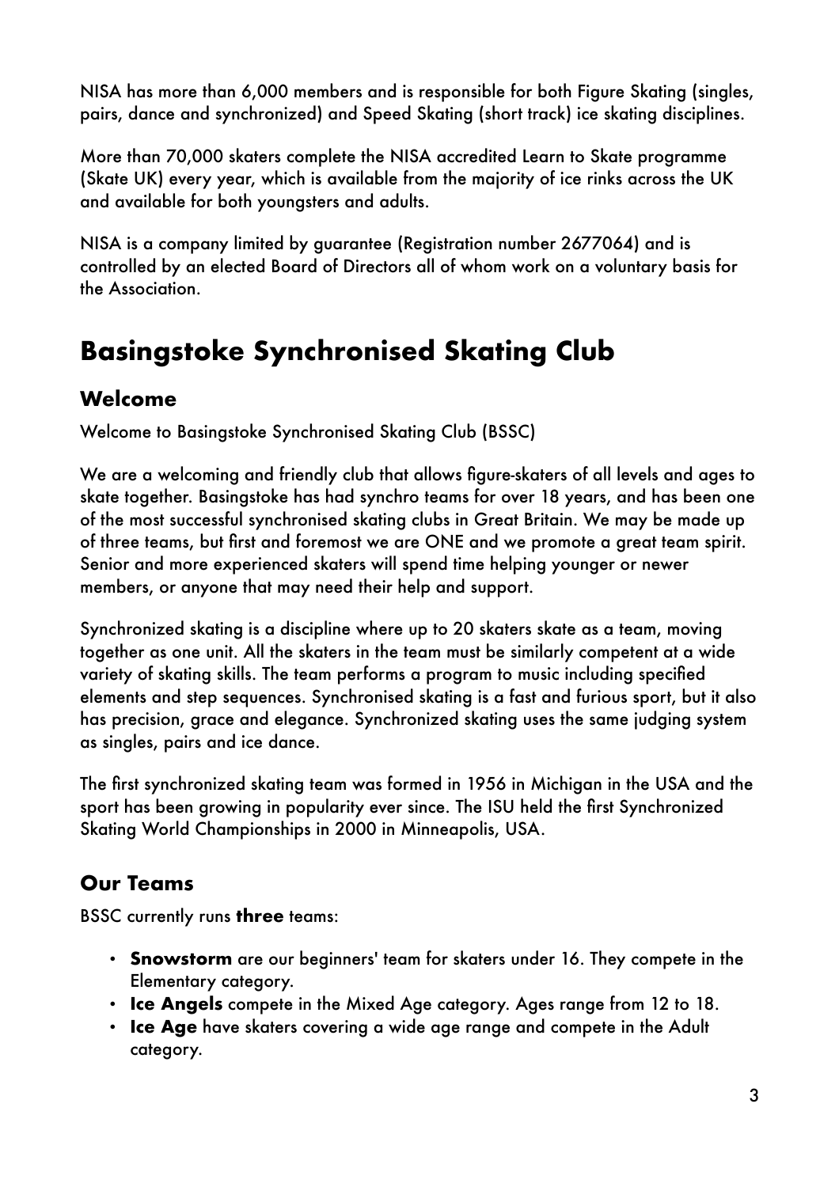NISA has more than 6,000 members and is responsible for both Figure Skating (singles, pairs, dance and synchronized) and Speed Skating (short track) ice skating disciplines.

More than 70,000 skaters complete the NISA accredited Learn to Skate programme (Skate UK) every year, which is available from the majority of ice rinks across the UK and available for both youngsters and adults.

NISA is a company limited by guarantee (Registration number 2677064) and is controlled by an elected Board of Directors all of whom work on a voluntary basis for the Association.

# Basingstoke Synchronised Skating Club

## Welcome

Welcome to Basingstoke Synchronised Skating Club (BSSC)

We are a welcoming and friendly club that allows figure-skaters of all levels and ages to skate together. Basingstoke has had synchro teams for over 18 years, and has been one of the most successful synchronised skating clubs in Great Britain. We may be made up of three teams, but first and foremost we are ONE and we promote a great team spirit. Senior and more experienced skaters will spend time helping younger or newer members, or anyone that may need their help and support.

Synchronized skating is a discipline where up to 20 skaters skate as a team, moving together as one unit. All the skaters in the team must be similarly competent at a wide variety of skating skills. The team performs a program to music including specified elements and step sequences. Synchronised skating is a fast and furious sport, but it also has precision, grace and elegance. Synchronized skating uses the same judging system as singles, pairs and ice dance.

The first synchronized skating team was formed in 1956 in Michigan in the USA and the sport has been growing in popularity ever since. The ISU held the first Synchronized Skating World Championships in 2000 in Minneapolis, USA.

## Our Teams

BSSC currently runs **three** teams:

- **Snowstorm** are our beginners' team for skaters under 16. They compete in the Elementary category.
- **Ice Angels** compete in the Mixed Age category. Ages range from 12 to 18.
- **Ice Age** have skaters covering a wide age range and compete in the Adult category.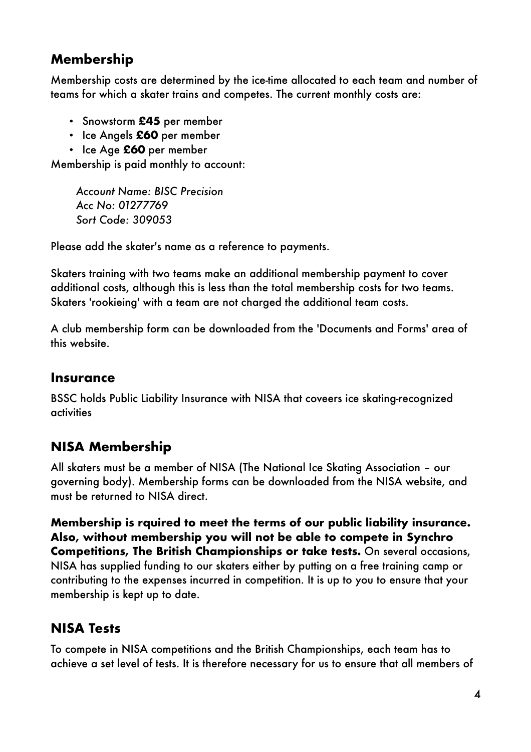## Membership

Membership costs are determined by the ice-time allocated to each team and number of teams for which a skater trains and competes. The current monthly costs are:

- Snowstorm **£45** per member
- Ice Angels **£60** per member
- Ice Age **£60** per member

Membership is paid monthly to account:

*Account Name: BISC Precision*
*Acc No: 01277769*
*Sort Code: 309053*

Please add the skater's name as a reference to payments.

Skaters training with two teams make an additional membership payment to cover additional costs, although this is less than the total membership costs for two teams. Skaters 'rookieing' with a team are not charged the additional team costs.

A club membership form can be downloaded from the 'Documents and Forms' area of this website.

## Insurance

BSSC holds Public Liability Insurance with NISA that coveers ice skating-recognized activities

## NISA Membership

All skaters must be a member of NISA (The National Ice Skating Association – our governing body). Membership forms can be downloaded from the NISA website, and must be returned to NISA direct.

**Membership is rquired to meet the terms of our public liability insurance. Also, without membership you will not be able to compete in Synchro Competitions, The British Championships or take tests.** On several occasions, NISA has supplied funding to our skaters either by putting on a free training camp or contributing to the expenses incurred in competition. It is up to you to ensure that your membership is kept up to date.

## NISA Tests

To compete in NISA competitions and the British Championships, each team has to achieve a set level of tests. It is therefore necessary for us to ensure that all members of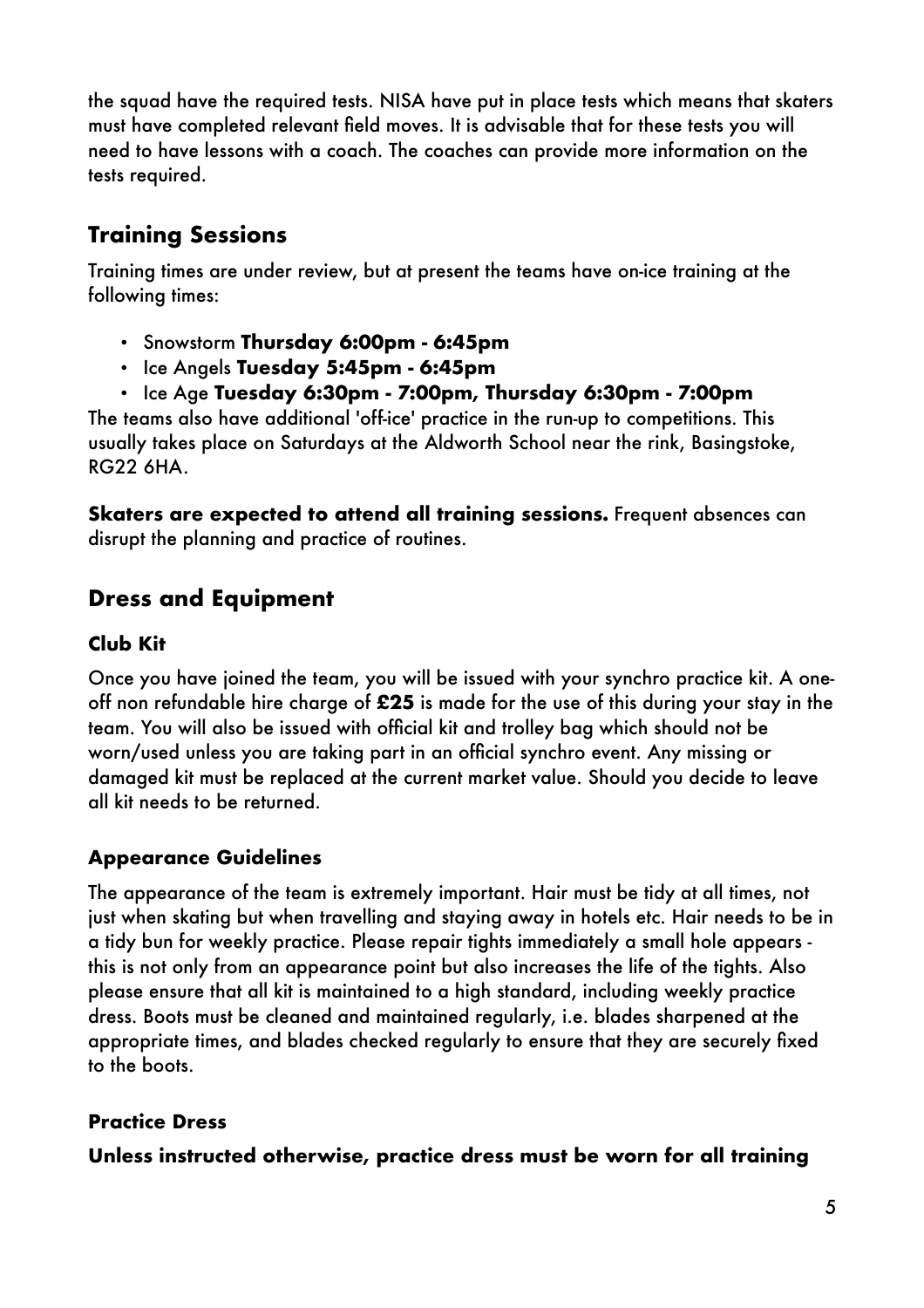the squad have the required tests. NISA have put in place tests which means that skaters must have completed relevant field moves. It is advisable that for these tests you will need to have lessons with a coach. The coaches can provide more information on the tests required.

## Training Sessions

Training times are under review, but at present the teams have on-ice training at the following times:

- Snowstorm **Thursday 6:00pm - 6:45pm**
- Ice Angels **Tuesday 5:45pm - 6:45pm**
- Ice Age **Tuesday 6:30pm - 7:00pm, Thursday 6:30pm - 7:00pm**

The teams also have additional 'off-ice' practice in the run-up to competitions. This usually takes place on Saturdays at the Aldworth School near the rink, Basingstoke, RG22 6HA.

**Skaters are expected to attend all training sessions.** Frequent absences can disrupt the planning and practice of routines.

## Dress and Equipment

### Club Kit

Once you have joined the team, you will be issued with your synchro practice kit. A one-off non refundable hire charge of **£25** is made for the use of this during your stay in the team. You will also be issued with official kit and trolley bag which should not be worn/used unless you are taking part in an official synchro event. Any missing or damaged kit must be replaced at the current market value. Should you decide to leave all kit needs to be returned.

### Appearance Guidelines

The appearance of the team is extremely important. Hair must be tidy at all times, not just when skating but when travelling and staying away in hotels etc. Hair needs to be in a tidy bun for weekly practice. Please repair tights immediately a small hole appears - this is not only from an appearance point but also increases the life of the tights. Also please ensure that all kit is maintained to a high standard, including weekly practice dress. Boots must be cleaned and maintained regularly, i.e. blades sharpened at the appropriate times, and blades checked regularly to ensure that they are securely fixed to the boots.

### Practice Dress

**Unless instructed otherwise, practice dress must be worn for all training**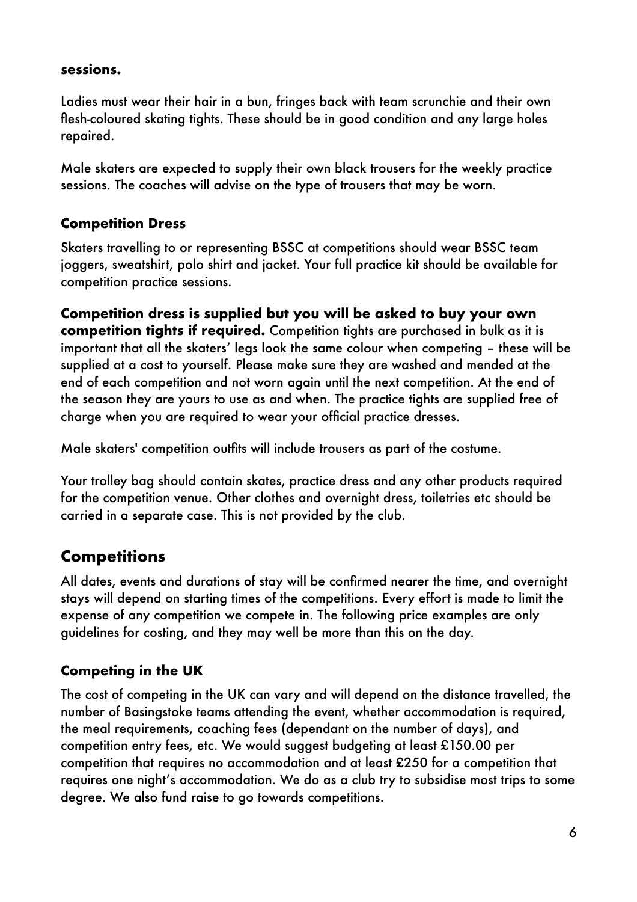**sessions.**

Ladies must wear their hair in a bun, fringes back with team scrunchie and their own flesh-coloured skating tights. These should be in good condition and any large holes repaired.

Male skaters are expected to supply their own black trousers for the weekly practice sessions. The coaches will advise on the type of trousers that may be worn.

### Competition Dress

Skaters travelling to or representing BSSC at competitions should wear BSSC team joggers, sweatshirt, polo shirt and jacket. Your full practice kit should be available for competition practice sessions.

**Competition dress is supplied but you will be asked to buy your own competition tights if required.** Competition tights are purchased in bulk as it is important that all the skaters' legs look the same colour when competing – these will be supplied at a cost to yourself. Please make sure they are washed and mended at the end of each competition and not worn again until the next competition. At the end of the season they are yours to use as and when. The practice tights are supplied free of charge when you are required to wear your official practice dresses.

Male skaters' competition outfits will include trousers as part of the costume.

Your trolley bag should contain skates, practice dress and any other products required for the competition venue. Other clothes and overnight dress, toiletries etc should be carried in a separate case. This is not provided by the club.

## Competitions

All dates, events and durations of stay will be confirmed nearer the time, and overnight stays will depend on starting times of the competitions. Every effort is made to limit the expense of any competition we compete in. The following price examples are only guidelines for costing, and they may well be more than this on the day.

### Competing in the UK

The cost of competing in the UK can vary and will depend on the distance travelled, the number of Basingstoke teams attending the event, whether accommodation is required, the meal requirements, coaching fees (dependant on the number of days), and competition entry fees, etc. We would suggest budgeting at least £150.00 per competition that requires no accommodation and at least £250 for a competition that requires one night's accommodation. We do as a club try to subsidise most trips to some degree. We also fund raise to go towards competitions.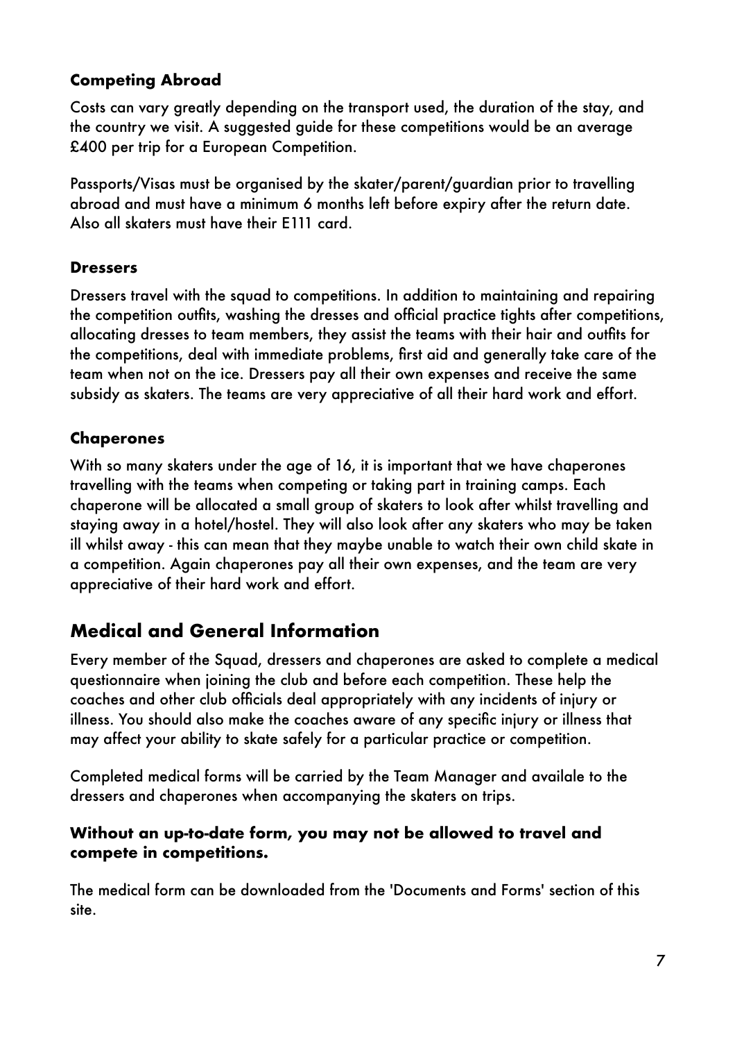### Competing Abroad

Costs can vary greatly depending on the transport used, the duration of the stay, and the country we visit. A suggested guide for these competitions would be an average £400 per trip for a European Competition.

Passports/Visas must be organised by the skater/parent/guardian prior to travelling abroad and must have a minimum 6 months left before expiry after the return date. Also all skaters must have their E111 card.

### Dressers

Dressers travel with the squad to competitions. In addition to maintaining and repairing the competition outfits, washing the dresses and official practice tights after competitions, allocating dresses to team members, they assist the teams with their hair and outfits for the competitions, deal with immediate problems, first aid and generally take care of the team when not on the ice. Dressers pay all their own expenses and receive the same subsidy as skaters. The teams are very appreciative of all their hard work and effort.

### Chaperones

With so many skaters under the age of 16, it is important that we have chaperones travelling with the teams when competing or taking part in training camps. Each chaperone will be allocated a small group of skaters to look after whilst travelling and staying away in a hotel/hostel. They will also look after any skaters who may be taken ill whilst away - this can mean that they maybe unable to watch their own child skate in a competition. Again chaperones pay all their own expenses, and the team are very appreciative of their hard work and effort.

## Medical and General Information

Every member of the Squad, dressers and chaperones are asked to complete a medical questionnaire when joining the club and before each competition. These help the coaches and other club officials deal appropriately with any incidents of injury or illness. You should also make the coaches aware of any specific injury or illness that may affect your ability to skate safely for a particular practice or competition.

Completed medical forms will be carried by the Team Manager and availale to the dressers and chaperones when accompanying the skaters on trips.

**Without an up-to-date form, you may not be allowed to travel and compete in competitions.**

The medical form can be downloaded from the 'Documents and Forms' section of this site.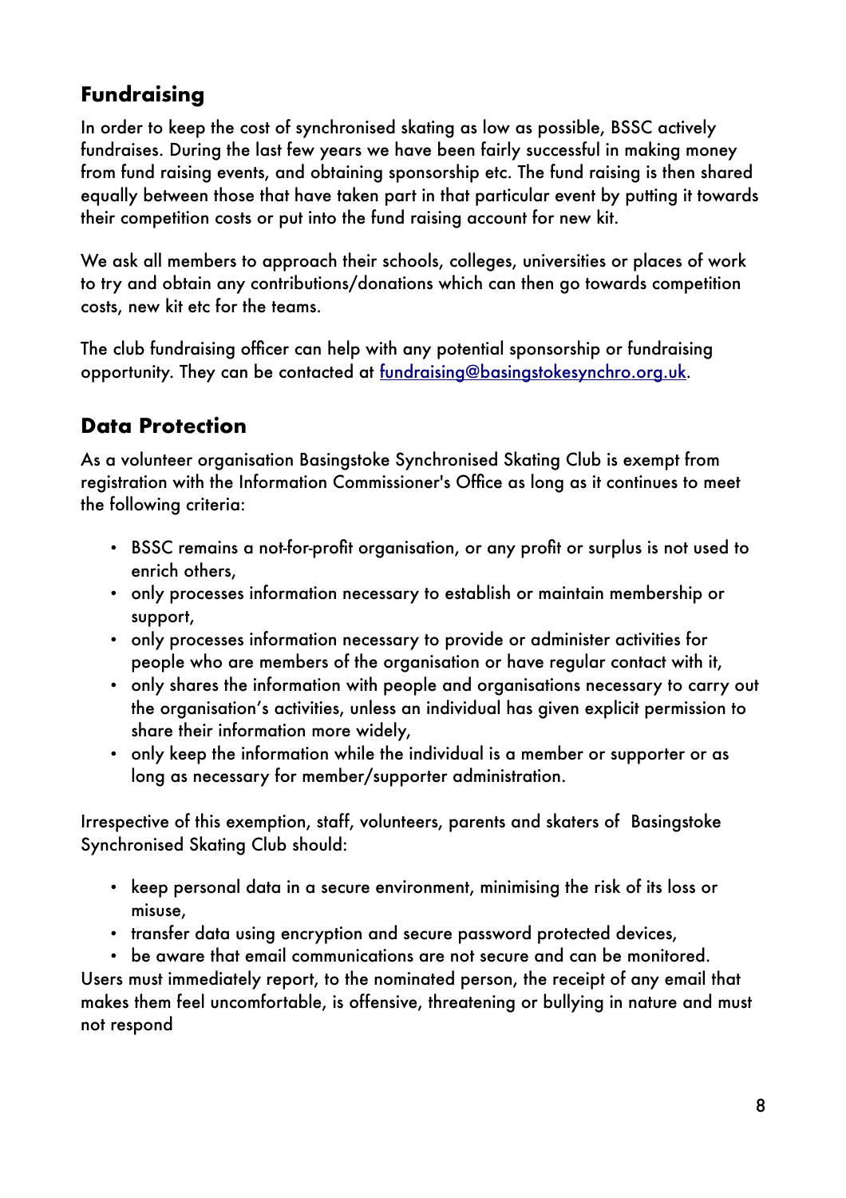## Fundraising

In order to keep the cost of synchronised skating as low as possible, BSSC actively fundraises. During the last few years we have been fairly successful in making money from fund raising events, and obtaining sponsorship etc. The fund raising is then shared equally between those that have taken part in that particular event by putting it towards their competition costs or put into the fund raising account for new kit.

We ask all members to approach their schools, colleges, universities or places of work to try and obtain any contributions/donations which can then go towards competition costs, new kit etc for the teams.

The club fundraising officer can help with any potential sponsorship or fundraising opportunity. They can be contacted at [fundraising@basingstokesynchro.org.uk](mailto:fundraising@basingstokesynchro.org.uk).

## Data Protection

As a volunteer organisation Basingstoke Synchronised Skating Club is exempt from registration with the Information Commissioner's Office as long as it continues to meet the following criteria:

- BSSC remains a not-for-profit organisation, or any profit or surplus is not used to enrich others,
- only processes information necessary to establish or maintain membership or support,
- only processes information necessary to provide or administer activities for people who are members of the organisation or have regular contact with it,
- only shares the information with people and organisations necessary to carry out the organisation's activities, unless an individual has given explicit permission to share their information more widely,
- only keep the information while the individual is a member or supporter or as long as necessary for member/supporter administration.

Irrespective of this exemption, staff, volunteers, parents and skaters of Basingstoke Synchronised Skating Club should:

- keep personal data in a secure environment, minimising the risk of its loss or misuse,
- transfer data using encryption and secure password protected devices,
- be aware that email communications are not secure and can be monitored.

Users must immediately report, to the nominated person, the receipt of any email that makes them feel uncomfortable, is offensive, threatening or bullying in nature and must not respond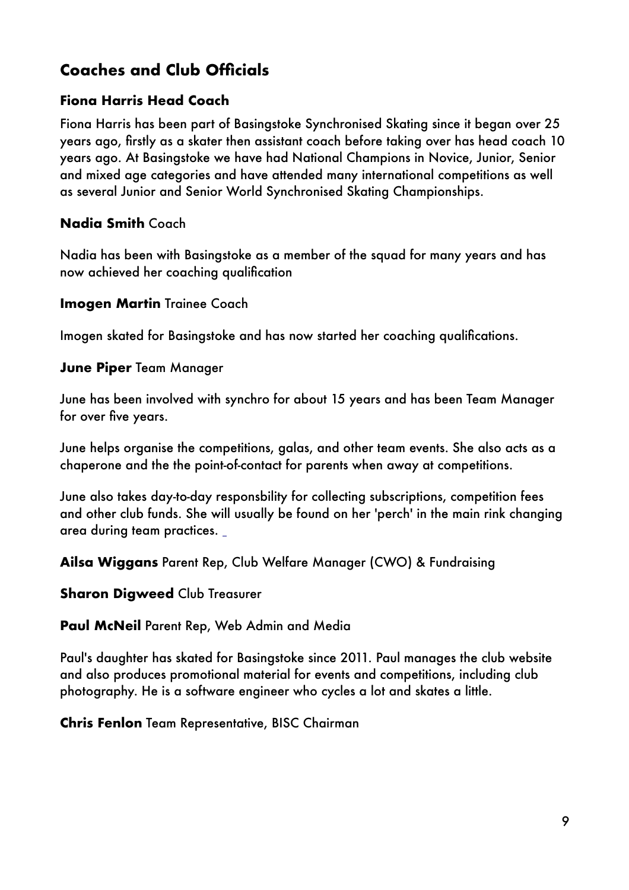## Coaches and Club Officials

### Fiona Harris Head Coach

Fiona Harris has been part of Basingstoke Synchronised Skating since it began over 25 years ago, firstly as a skater then assistant coach before taking over has head coach 10 years ago. At Basingstoke we have had National Champions in Novice, Junior, Senior and mixed age categories and have attended many international competitions as well as several Junior and Senior World Synchronised Skating Championships.

**Nadia Smith** Coach

Nadia has been with Basingstoke as a member of the squad for many years and has now achieved her coaching qualification

**Imogen Martin** Trainee Coach

Imogen skated for Basingstoke and has now started her coaching qualifications.

**June Piper** Team Manager

June has been involved with synchro for about 15 years and has been Team Manager for over five years.

June helps organise the competitions, galas, and other team events. She also acts as a chaperone and the the point-of-contact for parents when away at competitions.

June also takes day-to-day responsbility for collecting subscriptions, competition fees and other club funds. She will usually be found on her 'perch' in the main rink changing area during team practices.

**Ailsa Wiggans** Parent Rep, Club Welfare Manager (CWO) & Fundraising

**Sharon Digweed** Club Treasurer

**Paul McNeil** Parent Rep, Web Admin and Media

Paul's daughter has skated for Basingstoke since 2011. Paul manages the club website and also produces promotional material for events and competitions, including club photography. He is a software engineer who cycles a lot and skates a little.

**Chris Fenlon** Team Representative, BISC Chairman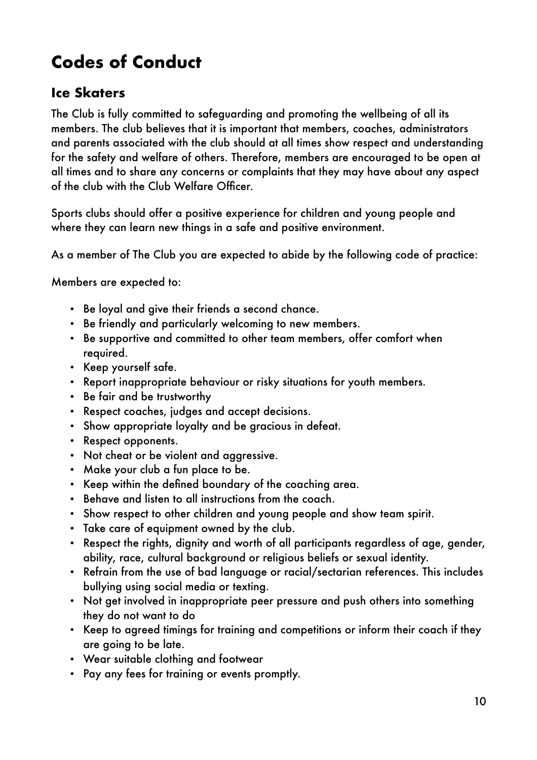# Codes of Conduct

## Ice Skaters

The Club is fully committed to safeguarding and promoting the wellbeing of all its members. The club believes that it is important that members, coaches, administrators and parents associated with the club should at all times show respect and understanding for the safety and welfare of others. Therefore, members are encouraged to be open at all times and to share any concerns or complaints that they may have about any aspect of the club with the Club Welfare Officer.

Sports clubs should offer a positive experience for children and young people and where they can learn new things in a safe and positive environment.

As a member of The Club you are expected to abide by the following code of practice:

Members are expected to:

- Be loyal and give their friends a second chance.
- Be friendly and particularly welcoming to new members.
- Be supportive and committed to other team members, offer comfort when required.
- Keep yourself safe.
- Report inappropriate behaviour or risky situations for youth members.
- Be fair and be trustworthy
- Respect coaches, judges and accept decisions.
- Show appropriate loyalty and be gracious in defeat.
- Respect opponents.
- Not cheat or be violent and aggressive.
- Make your club a fun place to be.
- Keep within the defined boundary of the coaching area.
- Behave and listen to all instructions from the coach.
- Show respect to other children and young people and show team spirit.
- Take care of equipment owned by the club.
- Respect the rights, dignity and worth of all participants regardless of age, gender, ability, race, cultural background or religious beliefs or sexual identity.
- Refrain from the use of bad language or racial/sectarian references. This includes bullying using social media or texting.
- Not get involved in inappropriate peer pressure and push others into something they do not want to do
- Keep to agreed timings for training and competitions or inform their coach if they are going to be late.
- Wear suitable clothing and footwear
- Pay any fees for training or events promptly.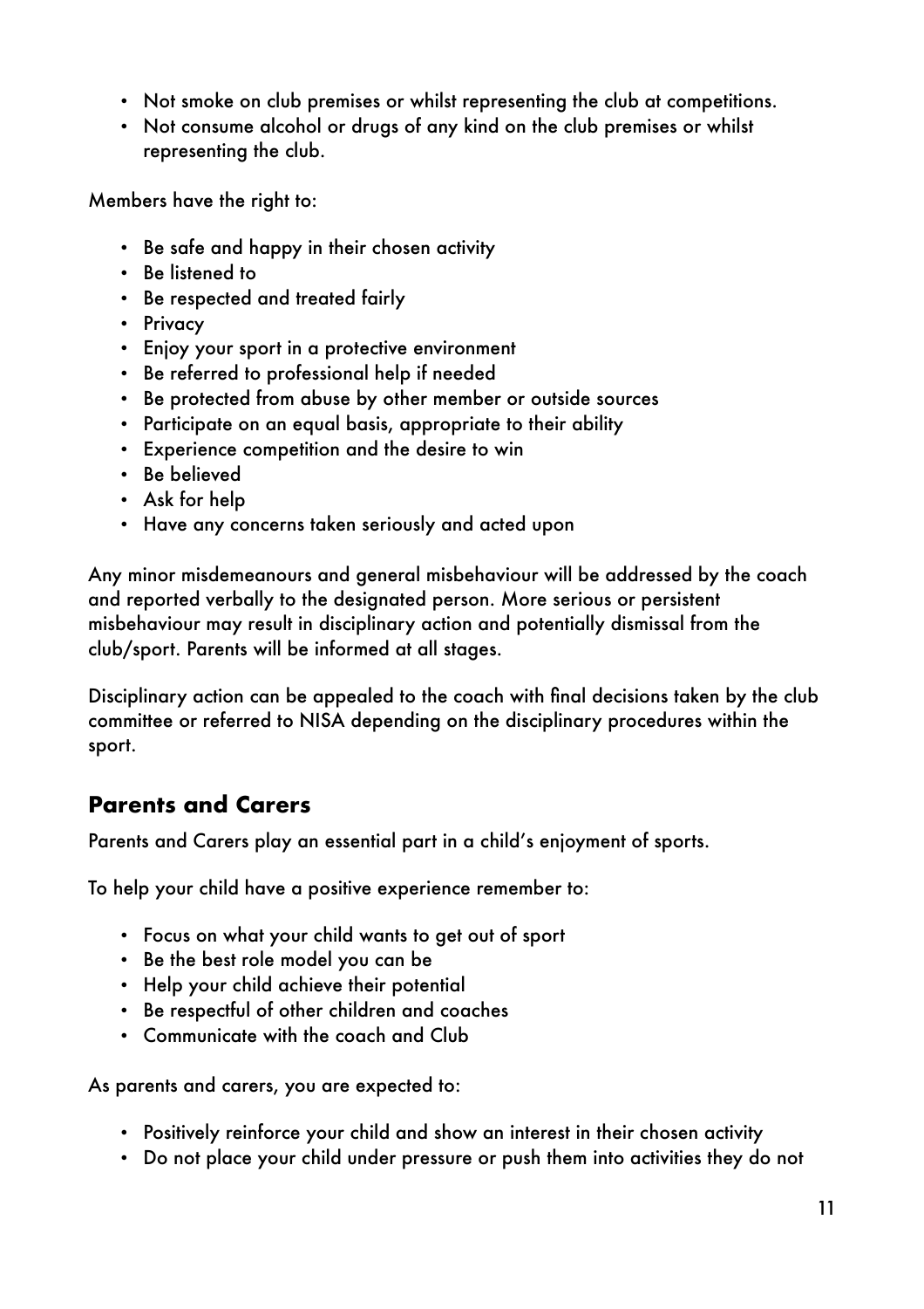- Not smoke on club premises or whilst representing the club at competitions.
- Not consume alcohol or drugs of any kind on the club premises or whilst representing the club.

Members have the right to:

- Be safe and happy in their chosen activity
- Be listened to
- Be respected and treated fairly
- Privacy
- Enjoy your sport in a protective environment
- Be referred to professional help if needed
- Be protected from abuse by other member or outside sources
- Participate on an equal basis, appropriate to their ability
- Experience competition and the desire to win
- Be believed
- Ask for help
- Have any concerns taken seriously and acted upon

Any minor misdemeanours and general misbehaviour will be addressed by the coach and reported verbally to the designated person. More serious or persistent misbehaviour may result in disciplinary action and potentially dismissal from the club/sport. Parents will be informed at all stages.

Disciplinary action can be appealed to the coach with final decisions taken by the club committee or referred to NISA depending on the disciplinary procedures within the sport.

## Parents and Carers

Parents and Carers play an essential part in a child's enjoyment of sports.

To help your child have a positive experience remember to:

- Focus on what your child wants to get out of sport
- Be the best role model you can be
- Help your child achieve their potential
- Be respectful of other children and coaches
- Communicate with the coach and Club

As parents and carers, you are expected to:

- Positively reinforce your child and show an interest in their chosen activity
- Do not place your child under pressure or push them into activities they do not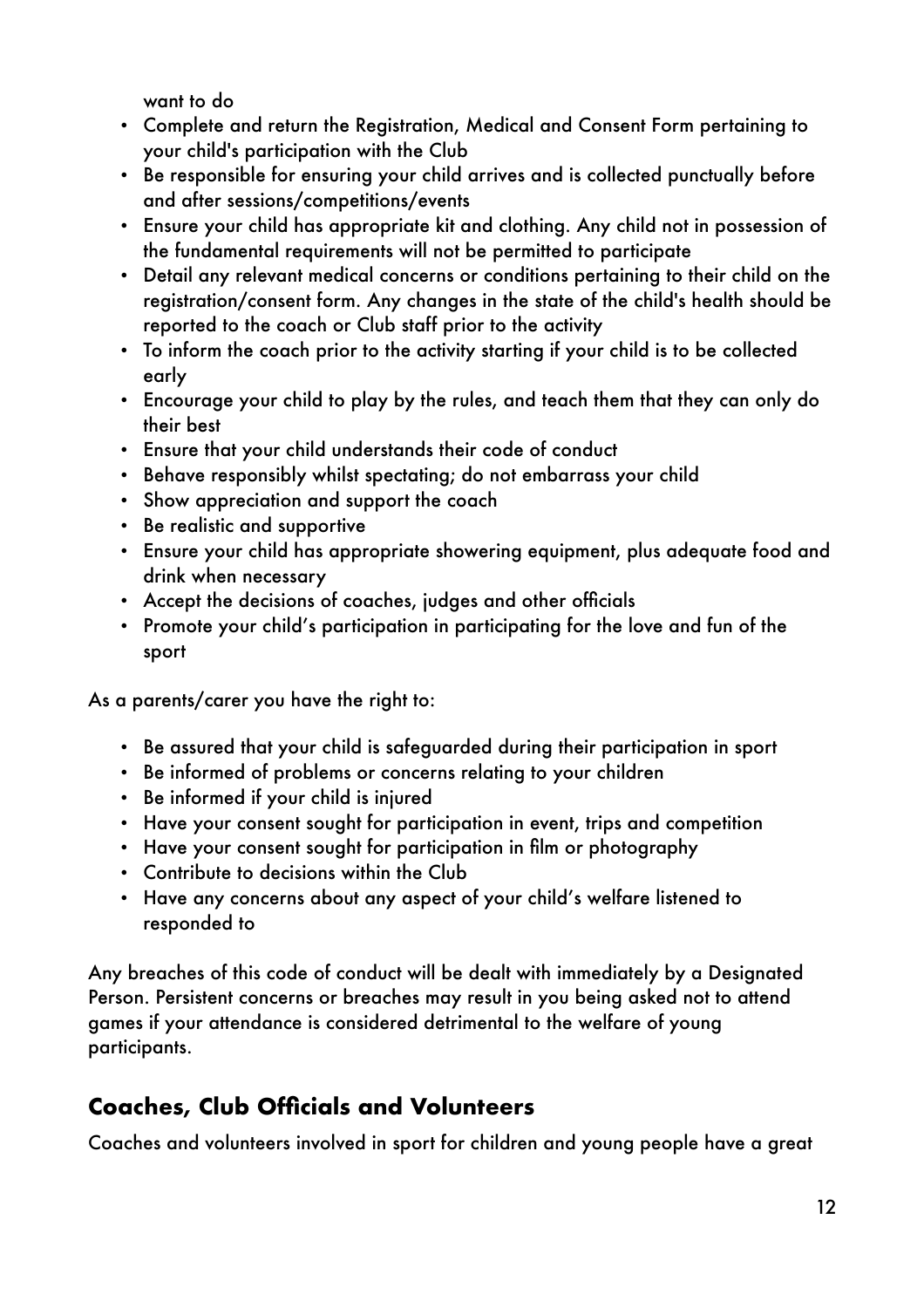want to do

- Complete and return the Registration, Medical and Consent Form pertaining to your child's participation with the Club
- Be responsible for ensuring your child arrives and is collected punctually before and after sessions/competitions/events
- Ensure your child has appropriate kit and clothing. Any child not in possession of the fundamental requirements will not be permitted to participate
- Detail any relevant medical concerns or conditions pertaining to their child on the registration/consent form. Any changes in the state of the child's health should be reported to the coach or Club staff prior to the activity
- To inform the coach prior to the activity starting if your child is to be collected early
- Encourage your child to play by the rules, and teach them that they can only do their best
- Ensure that your child understands their code of conduct
- Behave responsibly whilst spectating; do not embarrass your child
- Show appreciation and support the coach
- Be realistic and supportive
- Ensure your child has appropriate showering equipment, plus adequate food and drink when necessary
- Accept the decisions of coaches, judges and other officials
- Promote your child's participation in participating for the love and fun of the sport

As a parents/carer you have the right to:

- Be assured that your child is safeguarded during their participation in sport
- Be informed of problems or concerns relating to your children
- Be informed if your child is injured
- Have your consent sought for participation in event, trips and competition
- Have your consent sought for participation in film or photography
- Contribute to decisions within the Club
- Have any concerns about any aspect of your child's welfare listened to responded to

Any breaches of this code of conduct will be dealt with immediately by a Designated Person. Persistent concerns or breaches may result in you being asked not to attend games if your attendance is considered detrimental to the welfare of young participants.

## Coaches, Club Officials and Volunteers

Coaches and volunteers involved in sport for children and young people have a great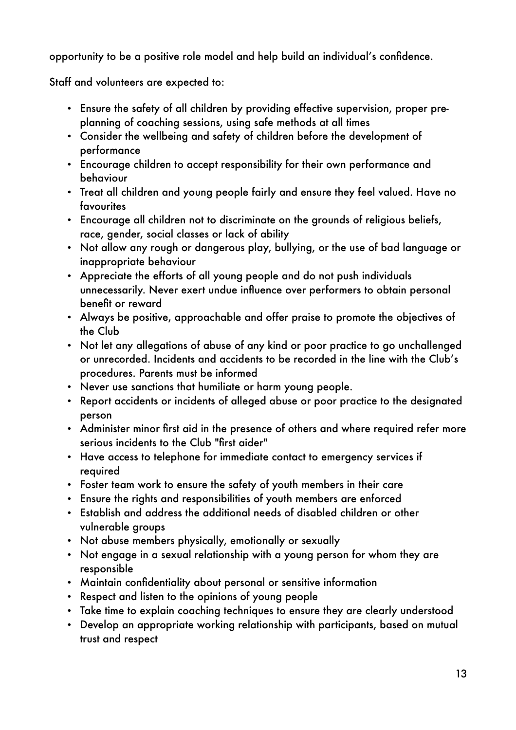opportunity to be a positive role model and help build an individual's confidence.

Staff and volunteers are expected to:

- Ensure the safety of all children by providing effective supervision, proper pre-planning of coaching sessions, using safe methods at all times
- Consider the wellbeing and safety of children before the development of performance
- Encourage children to accept responsibility for their own performance and behaviour
- Treat all children and young people fairly and ensure they feel valued. Have no favourites
- Encourage all children not to discriminate on the grounds of religious beliefs, race, gender, social classes or lack of ability
- Not allow any rough or dangerous play, bullying, or the use of bad language or inappropriate behaviour
- Appreciate the efforts of all young people and do not push individuals unnecessarily. Never exert undue influence over performers to obtain personal benefit or reward
- Always be positive, approachable and offer praise to promote the objectives of the Club
- Not let any allegations of abuse of any kind or poor practice to go unchallenged or unrecorded. Incidents and accidents to be recorded in the line with the Club's procedures. Parents must be informed
- Never use sanctions that humiliate or harm young people.
- Report accidents or incidents of alleged abuse or poor practice to the designated person
- Administer minor first aid in the presence of others and where required refer more serious incidents to the Club "first aider"
- Have access to telephone for immediate contact to emergency services if required
- Foster team work to ensure the safety of youth members in their care
- Ensure the rights and responsibilities of youth members are enforced
- Establish and address the additional needs of disabled children or other vulnerable groups
- Not abuse members physically, emotionally or sexually
- Not engage in a sexual relationship with a young person for whom they are responsible
- Maintain confidentiality about personal or sensitive information
- Respect and listen to the opinions of young people
- Take time to explain coaching techniques to ensure they are clearly understood
- Develop an appropriate working relationship with participants, based on mutual trust and respect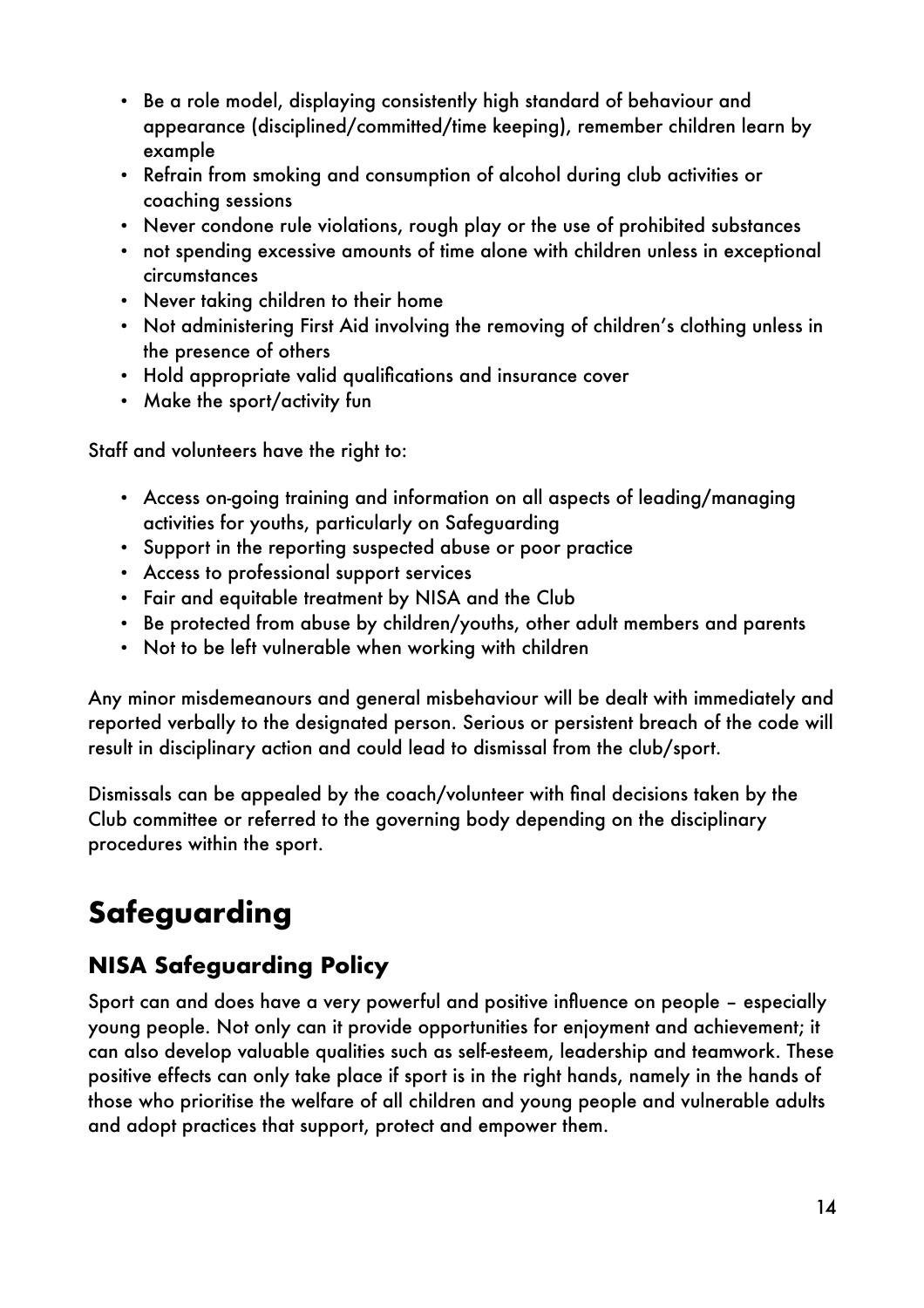- Be a role model, displaying consistently high standard of behaviour and appearance (disciplined/committed/time keeping), remember children learn by example
- Refrain from smoking and consumption of alcohol during club activities or coaching sessions
- Never condone rule violations, rough play or the use of prohibited substances
- not spending excessive amounts of time alone with children unless in exceptional circumstances
- Never taking children to their home
- Not administering First Aid involving the removing of children's clothing unless in the presence of others
- Hold appropriate valid qualifications and insurance cover
- Make the sport/activity fun

Staff and volunteers have the right to:

- Access on-going training and information on all aspects of leading/managing activities for youths, particularly on Safeguarding
- Support in the reporting suspected abuse or poor practice
- Access to professional support services
- Fair and equitable treatment by NISA and the Club
- Be protected from abuse by children/youths, other adult members and parents
- Not to be left vulnerable when working with children

Any minor misdemeanours and general misbehaviour will be dealt with immediately and reported verbally to the designated person. Serious or persistent breach of the code will result in disciplinary action and could lead to dismissal from the club/sport.

Dismissals can be appealed by the coach/volunteer with final decisions taken by the Club committee or referred to the governing body depending on the disciplinary procedures within the sport.

# Safeguarding

## NISA Safeguarding Policy

Sport can and does have a very powerful and positive influence on people – especially young people. Not only can it provide opportunities for enjoyment and achievement; it can also develop valuable qualities such as self-esteem, leadership and teamwork. These positive effects can only take place if sport is in the right hands, namely in the hands of those who prioritise the welfare of all children and young people and vulnerable adults and adopt practices that support, protect and empower them.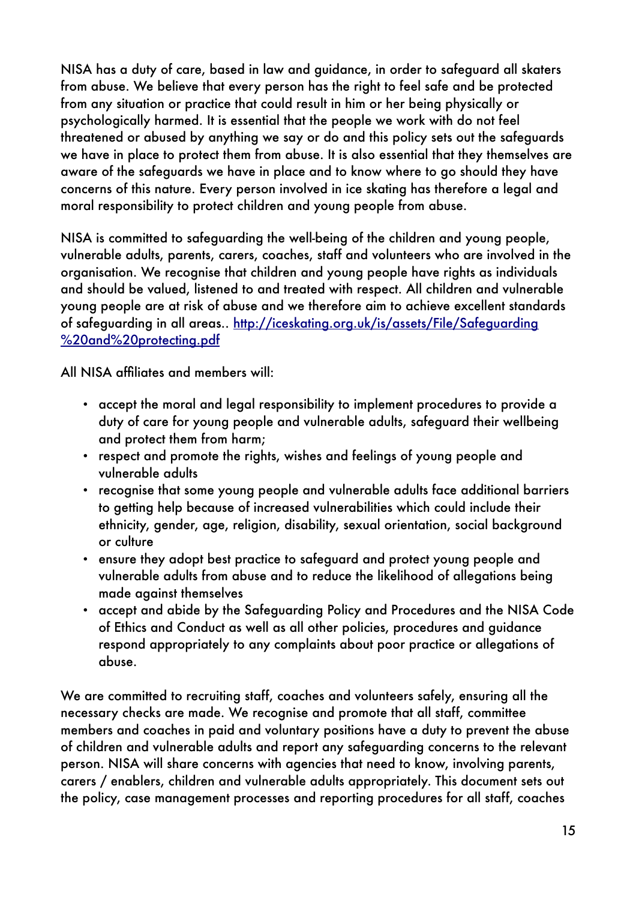NISA has a duty of care, based in law and guidance, in order to safeguard all skaters from abuse. We believe that every person has the right to feel safe and be protected from any situation or practice that could result in him or her being physically or psychologically harmed. It is essential that the people we work with do not feel threatened or abused by anything we say or do and this policy sets out the safeguards we have in place to protect them from abuse. It is also essential that they themselves are aware of the safeguards we have in place and to know where to go should they have concerns of this nature. Every person involved in ice skating has therefore a legal and moral responsibility to protect children and young people from abuse.

NISA is committed to safeguarding the well-being of the children and young people, vulnerable adults, parents, carers, coaches, staff and volunteers who are involved in the organisation. We recognise that children and young people have rights as individuals and should be valued, listened to and treated with respect. All children and vulnerable young people are at risk of abuse and we therefore aim to achieve excellent standards of safeguarding in all areas.. [http://iceskating.org.uk/is/assets/File/Safeguarding%20and%20protecting.pdf](http://iceskating.org.uk/is/assets/File/Safeguarding%20and%20protecting.pdf)

All NISA affiliates and members will:

- accept the moral and legal responsibility to implement procedures to provide a duty of care for young people and vulnerable adults, safeguard their wellbeing and protect them from harm;
- respect and promote the rights, wishes and feelings of young people and vulnerable adults
- recognise that some young people and vulnerable adults face additional barriers to getting help because of increased vulnerabilities which could include their ethnicity, gender, age, religion, disability, sexual orientation, social background or culture
- ensure they adopt best practice to safeguard and protect young people and vulnerable adults from abuse and to reduce the likelihood of allegations being made against themselves
- accept and abide by the Safeguarding Policy and Procedures and the NISA Code of Ethics and Conduct as well as all other policies, procedures and guidance respond appropriately to any complaints about poor practice or allegations of abuse.

We are committed to recruiting staff, coaches and volunteers safely, ensuring all the necessary checks are made. We recognise and promote that all staff, committee members and coaches in paid and voluntary positions have a duty to prevent the abuse of children and vulnerable adults and report any safeguarding concerns to the relevant person. NISA will share concerns with agencies that need to know, involving parents, carers / enablers, children and vulnerable adults appropriately. This document sets out the policy, case management processes and reporting procedures for all staff, coaches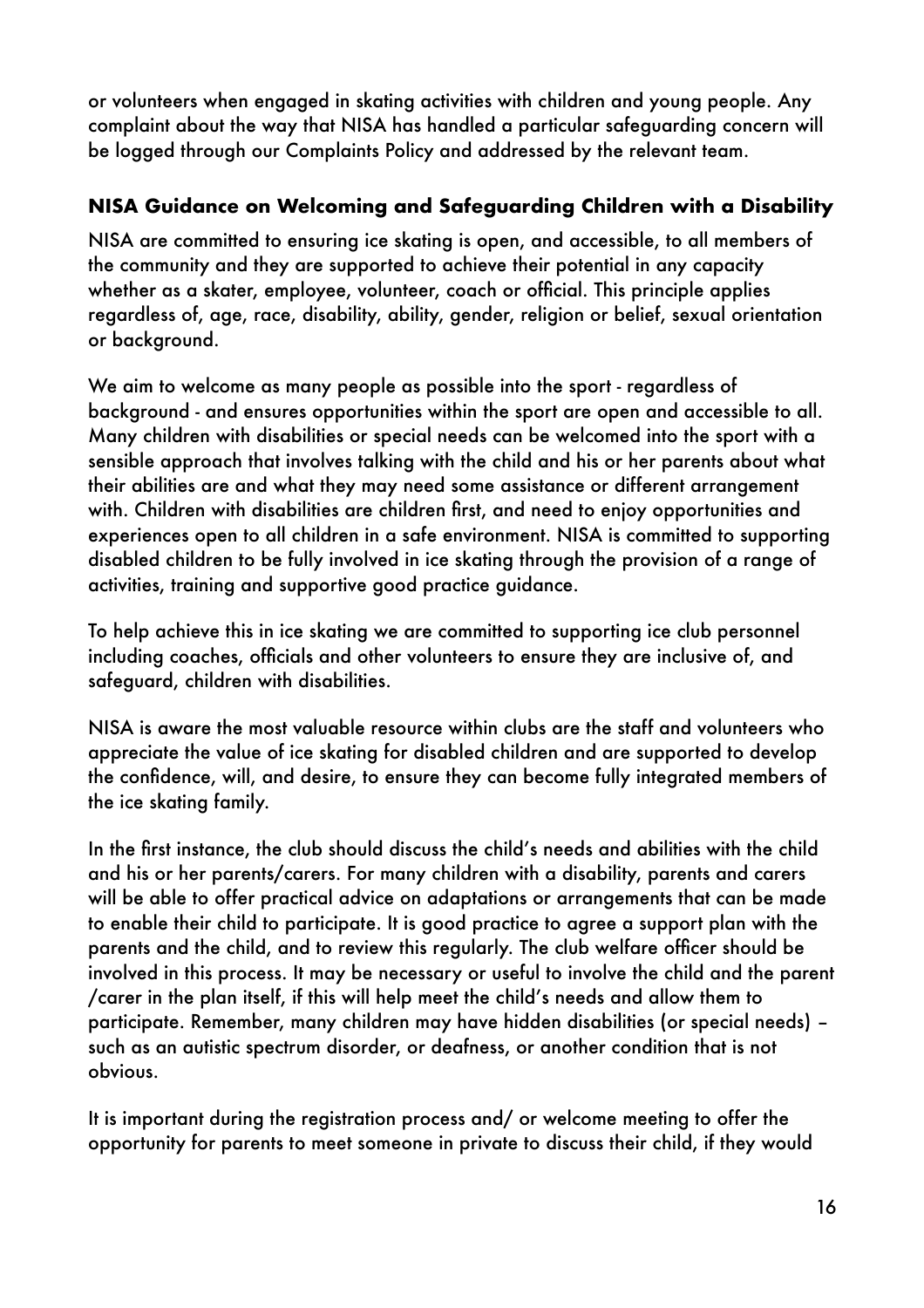or volunteers when engaged in skating activities with children and young people. Any complaint about the way that NISA has handled a particular safeguarding concern will be logged through our Complaints Policy and addressed by the relevant team.

## NISA Guidance on Welcoming and Safeguarding Children with a Disability

NISA are committed to ensuring ice skating is open, and accessible, to all members of the community and they are supported to achieve their potential in any capacity whether as a skater, employee, volunteer, coach or official. This principle applies regardless of, age, race, disability, ability, gender, religion or belief, sexual orientation or background.

We aim to welcome as many people as possible into the sport - regardless of background - and ensures opportunities within the sport are open and accessible to all. Many children with disabilities or special needs can be welcomed into the sport with a sensible approach that involves talking with the child and his or her parents about what their abilities are and what they may need some assistance or different arrangement with. Children with disabilities are children first, and need to enjoy opportunities and experiences open to all children in a safe environment. NISA is committed to supporting disabled children to be fully involved in ice skating through the provision of a range of activities, training and supportive good practice guidance.

To help achieve this in ice skating we are committed to supporting ice club personnel including coaches, officials and other volunteers to ensure they are inclusive of, and safeguard, children with disabilities.

NISA is aware the most valuable resource within clubs are the staff and volunteers who appreciate the value of ice skating for disabled children and are supported to develop the confidence, will, and desire, to ensure they can become fully integrated members of the ice skating family.

In the first instance, the club should discuss the child's needs and abilities with the child and his or her parents/carers. For many children with a disability, parents and carers will be able to offer practical advice on adaptations or arrangements that can be made to enable their child to participate. It is good practice to agree a support plan with the parents and the child, and to review this regularly. The club welfare officer should be involved in this process. It may be necessary or useful to involve the child and the parent /carer in the plan itself, if this will help meet the child's needs and allow them to participate. Remember, many children may have hidden disabilities (or special needs) – such as an autistic spectrum disorder, or deafness, or another condition that is not obvious.

It is important during the registration process and/ or welcome meeting to offer the opportunity for parents to meet someone in private to discuss their child, if they would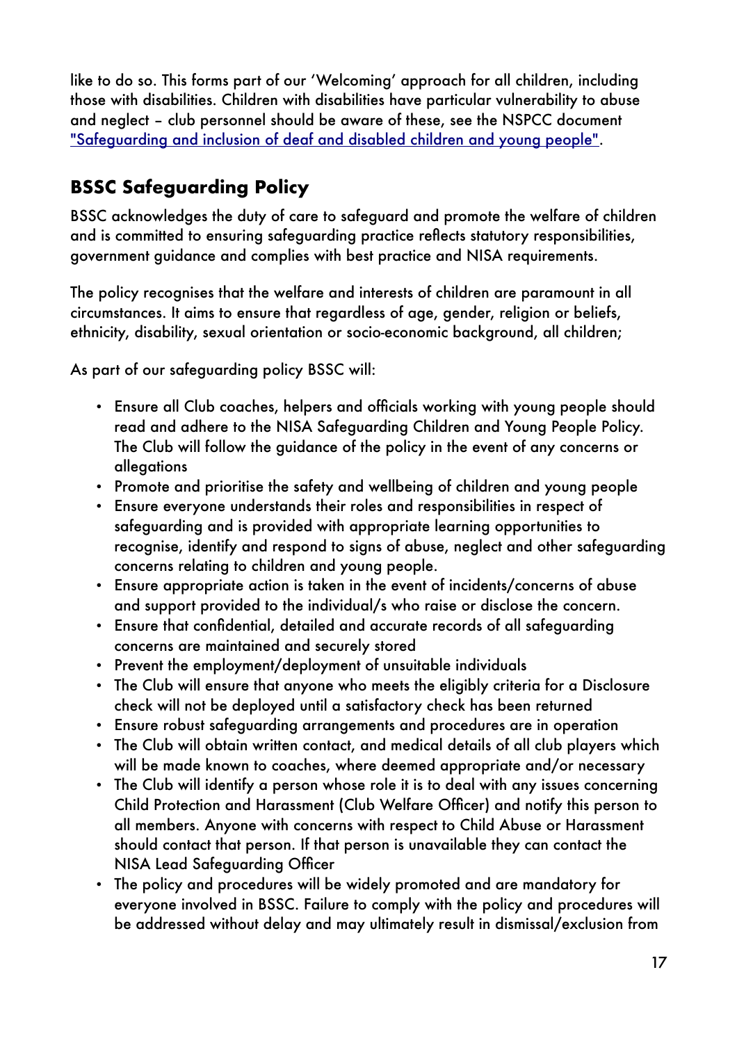like to do so. This forms part of our 'Welcoming' approach for all children, including those with disabilities. Children with disabilities have particular vulnerability to abuse and neglect – club personnel should be aware of these, see the NSPCC document ["Safeguarding and inclusion of deaf and disabled children and young people"](#).

## BSSC Safeguarding Policy

BSSC acknowledges the duty of care to safeguard and promote the welfare of children and is committed to ensuring safeguarding practice reflects statutory responsibilities, government guidance and complies with best practice and NISA requirements.

The policy recognises that the welfare and interests of children are paramount in all circumstances. It aims to ensure that regardless of age, gender, religion or beliefs, ethnicity, disability, sexual orientation or socio-economic background, all children;

As part of our safeguarding policy BSSC will:

- Ensure all Club coaches, helpers and officials working with young people should read and adhere to the NISA Safeguarding Children and Young People Policy. The Club will follow the guidance of the policy in the event of any concerns or allegations
- Promote and prioritise the safety and wellbeing of children and young people
- Ensure everyone understands their roles and responsibilities in respect of safeguarding and is provided with appropriate learning opportunities to recognise, identify and respond to signs of abuse, neglect and other safeguarding concerns relating to children and young people.
- Ensure appropriate action is taken in the event of incidents/concerns of abuse and support provided to the individual/s who raise or disclose the concern.
- Ensure that confidential, detailed and accurate records of all safeguarding concerns are maintained and securely stored
- Prevent the employment/deployment of unsuitable individuals
- The Club will ensure that anyone who meets the eligibly criteria for a Disclosure check will not be deployed until a satisfactory check has been returned
- Ensure robust safeguarding arrangements and procedures are in operation
- The Club will obtain written contact, and medical details of all club players which will be made known to coaches, where deemed appropriate and/or necessary
- The Club will identify a person whose role it is to deal with any issues concerning Child Protection and Harassment (Club Welfare Officer) and notify this person to all members. Anyone with concerns with respect to Child Abuse or Harassment should contact that person. If that person is unavailable they can contact the NISA Lead Safeguarding Officer
- The policy and procedures will be widely promoted and are mandatory for everyone involved in BSSC. Failure to comply with the policy and procedures will be addressed without delay and may ultimately result in dismissal/exclusion from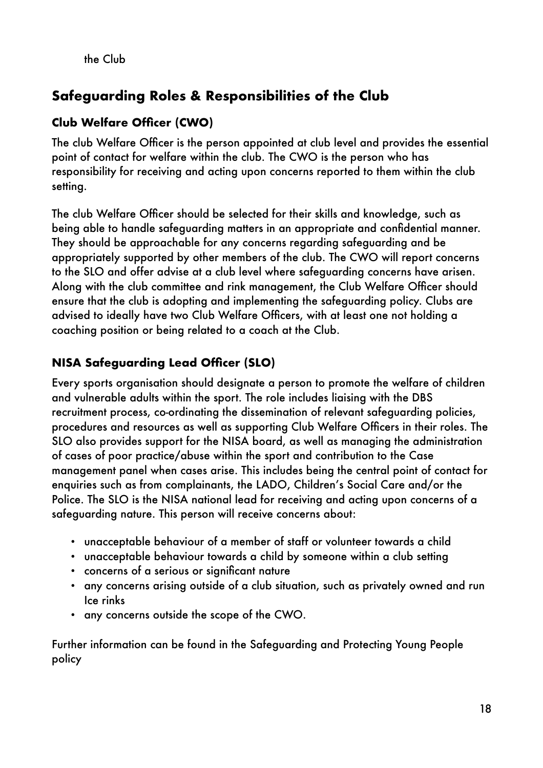the Club

## Safeguarding Roles & Responsibilities of the Club

### Club Welfare Officer (CWO)

The club Welfare Officer is the person appointed at club level and provides the essential point of contact for welfare within the club. The CWO is the person who has responsibility for receiving and acting upon concerns reported to them within the club setting.

The club Welfare Officer should be selected for their skills and knowledge, such as being able to handle safeguarding matters in an appropriate and confidential manner. They should be approachable for any concerns regarding safeguarding and be appropriately supported by other members of the club. The CWO will report concerns to the SLO and offer advise at a club level where safeguarding concerns have arisen. Along with the club committee and rink management, the Club Welfare Officer should ensure that the club is adopting and implementing the safeguarding policy. Clubs are advised to ideally have two Club Welfare Officers, with at least one not holding a coaching position or being related to a coach at the Club.

### NISA Safeguarding Lead Officer (SLO)

Every sports organisation should designate a person to promote the welfare of children and vulnerable adults within the sport. The role includes liaising with the DBS recruitment process, co-ordinating the dissemination of relevant safeguarding policies, procedures and resources as well as supporting Club Welfare Officers in their roles. The SLO also provides support for the NISA board, as well as managing the administration of cases of poor practice/abuse within the sport and contribution to the Case management panel when cases arise. This includes being the central point of contact for enquiries such as from complainants, the LADO, Children's Social Care and/or the Police. The SLO is the NISA national lead for receiving and acting upon concerns of a safeguarding nature. This person will receive concerns about:

- unacceptable behaviour of a member of staff or volunteer towards a child
- unacceptable behaviour towards a child by someone within a club setting
- concerns of a serious or significant nature
- any concerns arising outside of a club situation, such as privately owned and run Ice rinks
- any concerns outside the scope of the CWO.

Further information can be found in the Safeguarding and Protecting Young People policy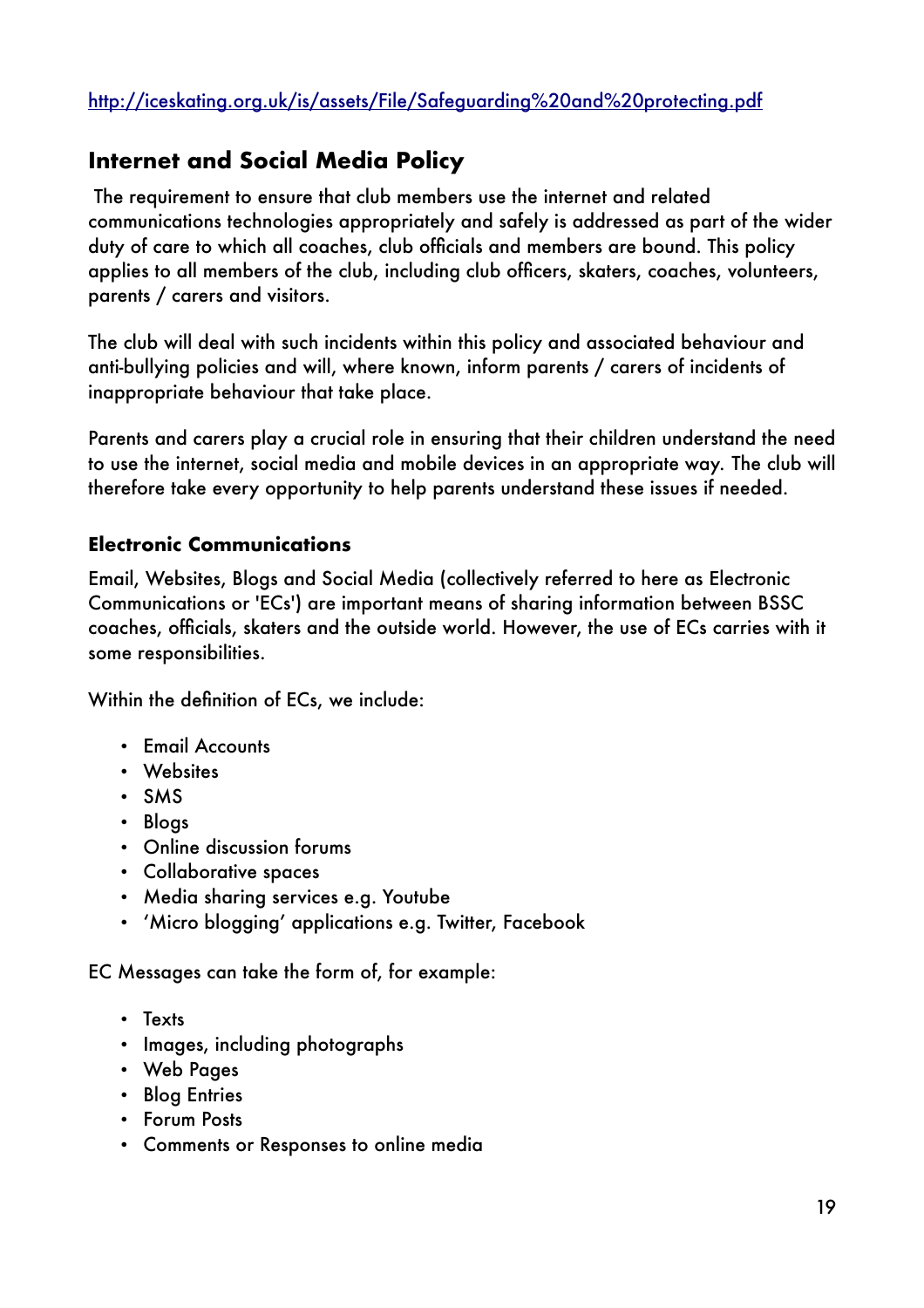[http://iceskating.org.uk/is/assets/File/Safeguarding%20and%20protecting.pdf](http://iceskating.org.uk/is/assets/File/Safeguarding%20and%20protecting.pdf)

## Internet and Social Media Policy

The requirement to ensure that club members use the internet and related communications technologies appropriately and safely is addressed as part of the wider duty of care to which all coaches, club officials and members are bound. This policy applies to all members of the club, including club officers, skaters, coaches, volunteers, parents / carers and visitors.

The club will deal with such incidents within this policy and associated behaviour and anti-bullying policies and will, where known, inform parents / carers of incidents of inappropriate behaviour that take place.

Parents and carers play a crucial role in ensuring that their children understand the need to use the internet, social media and mobile devices in an appropriate way. The club will therefore take every opportunity to help parents understand these issues if needed.

### Electronic Communications

Email, Websites, Blogs and Social Media (collectively referred to here as Electronic Communications or 'ECs') are important means of sharing information between BSSC coaches, officials, skaters and the outside world. However, the use of ECs carries with it some responsibilities.

Within the definition of ECs, we include:

- Email Accounts
- Websites
- SMS
- Blogs
- Online discussion forums
- Collaborative spaces
- Media sharing services e.g. Youtube
- 'Micro blogging' applications e.g. Twitter, Facebook

EC Messages can take the form of, for example:

- Texts
- Images, including photographs
- Web Pages
- Blog Entries
- Forum Posts
- Comments or Responses to online media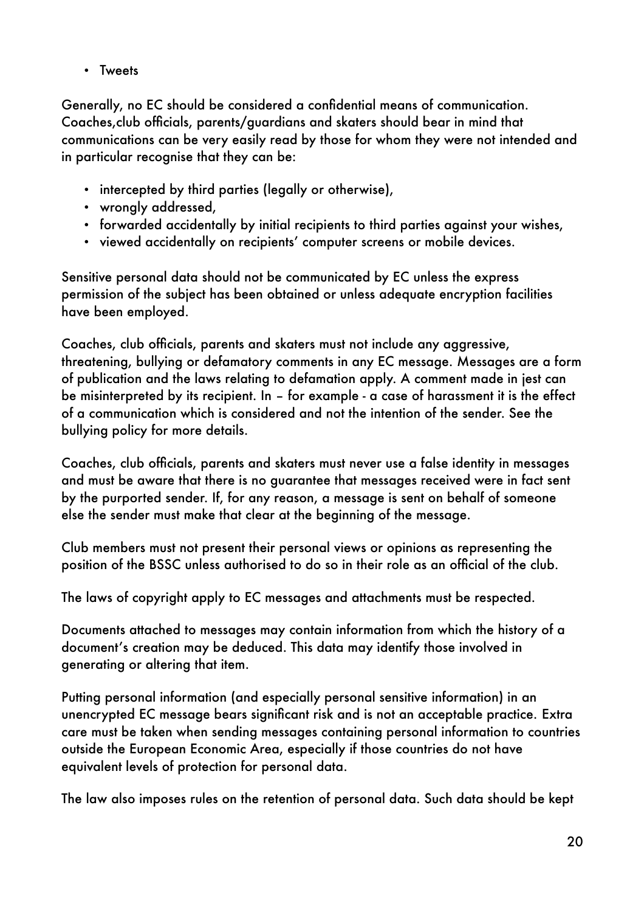- Tweets

Generally, no EC should be considered a confidential means of communication. Coaches,club officials, parents/guardians and skaters should bear in mind that communications can be very easily read by those for whom they were not intended and in particular recognise that they can be:

- intercepted by third parties (legally or otherwise),
- wrongly addressed,
- forwarded accidentally by initial recipients to third parties against your wishes,
- viewed accidentally on recipients' computer screens or mobile devices.

Sensitive personal data should not be communicated by EC unless the express permission of the subject has been obtained or unless adequate encryption facilities have been employed.

Coaches, club officials, parents and skaters must not include any aggressive, threatening, bullying or defamatory comments in any EC message. Messages are a form of publication and the laws relating to defamation apply. A comment made in jest can be misinterpreted by its recipient. In – for example - a case of harassment it is the effect of a communication which is considered and not the intention of the sender. See the bullying policy for more details.

Coaches, club officials, parents and skaters must never use a false identity in messages and must be aware that there is no guarantee that messages received were in fact sent by the purported sender. If, for any reason, a message is sent on behalf of someone else the sender must make that clear at the beginning of the message.

Club members must not present their personal views or opinions as representing the position of the BSSC unless authorised to do so in their role as an official of the club.

The laws of copyright apply to EC messages and attachments must be respected.

Documents attached to messages may contain information from which the history of a document's creation may be deduced. This data may identify those involved in generating or altering that item.

Putting personal information (and especially personal sensitive information) in an unencrypted EC message bears significant risk and is not an acceptable practice. Extra care must be taken when sending messages containing personal information to countries outside the European Economic Area, especially if those countries do not have equivalent levels of protection for personal data.

The law also imposes rules on the retention of personal data. Such data should be kept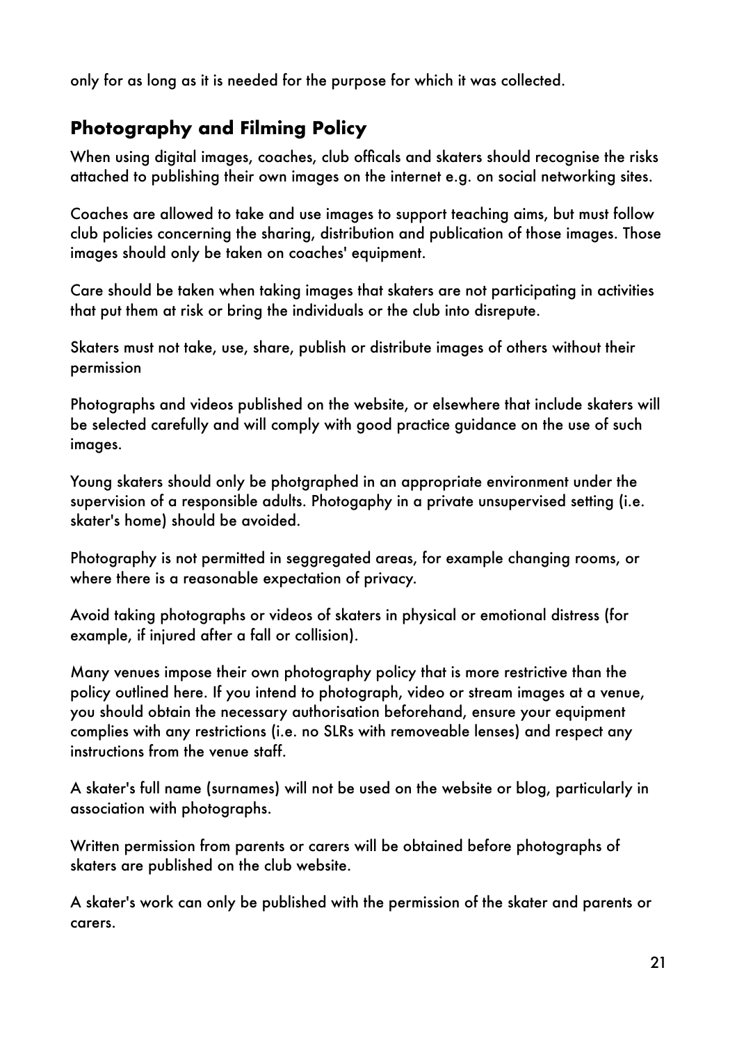only for as long as it is needed for the purpose for which it was collected.

## Photography and Filming Policy

When using digital images, coaches, club officals and skaters should recognise the risks attached to publishing their own images on the internet e.g. on social networking sites.

Coaches are allowed to take and use images to support teaching aims, but must follow club policies concerning the sharing, distribution and publication of those images. Those images should only be taken on coaches' equipment.

Care should be taken when taking images that skaters are not participating in activities that put them at risk or bring the individuals or the club into disrepute.

Skaters must not take, use, share, publish or distribute images of others without their permission

Photographs and videos published on the website, or elsewhere that include skaters will be selected carefully and will comply with good practice guidance on the use of such images.

Young skaters should only be photgraphed in an appropriate environment under the supervision of a responsible adults. Photogaphy in a private unsupervised setting (i.e. skater's home) should be avoided.

Photography is not permitted in seggregated areas, for example changing rooms, or where there is a reasonable expectation of privacy.

Avoid taking photographs or videos of skaters in physical or emotional distress (for example, if injured after a fall or collision).

Many venues impose their own photography policy that is more restrictive than the policy outlined here. If you intend to photograph, video or stream images at a venue, you should obtain the necessary authorisation beforehand, ensure your equipment complies with any restrictions (i.e. no SLRs with removeable lenses) and respect any instructions from the venue staff.

A skater's full name (surnames) will not be used on the website or blog, particularly in association with photographs.

Written permission from parents or carers will be obtained before photographs of skaters are published on the club website.

A skater's work can only be published with the permission of the skater and parents or carers.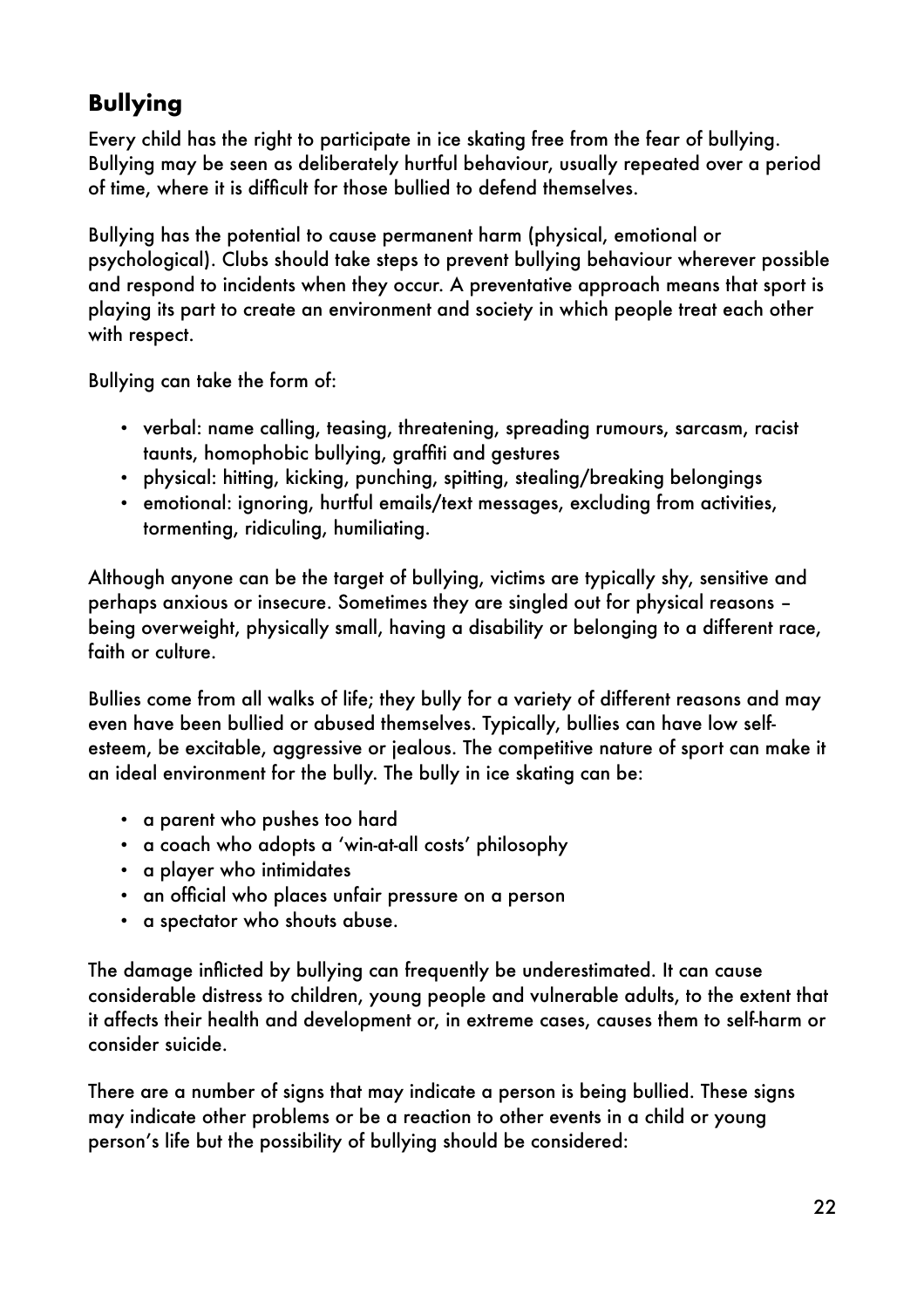## Bullying

Every child has the right to participate in ice skating free from the fear of bullying. Bullying may be seen as deliberately hurtful behaviour, usually repeated over a period of time, where it is difficult for those bullied to defend themselves.

Bullying has the potential to cause permanent harm (physical, emotional or psychological). Clubs should take steps to prevent bullying behaviour wherever possible and respond to incidents when they occur. A preventative approach means that sport is playing its part to create an environment and society in which people treat each other with respect.

Bullying can take the form of:

- verbal: name calling, teasing, threatening, spreading rumours, sarcasm, racist taunts, homophobic bullying, graffiti and gestures
- physical: hitting, kicking, punching, spitting, stealing/breaking belongings
- emotional: ignoring, hurtful emails/text messages, excluding from activities, tormenting, ridiculing, humiliating.

Although anyone can be the target of bullying, victims are typically shy, sensitive and perhaps anxious or insecure. Sometimes they are singled out for physical reasons – being overweight, physically small, having a disability or belonging to a different race, faith or culture.

Bullies come from all walks of life; they bully for a variety of different reasons and may even have been bullied or abused themselves. Typically, bullies can have low self-esteem, be excitable, aggressive or jealous. The competitive nature of sport can make it an ideal environment for the bully. The bully in ice skating can be:

- a parent who pushes too hard
- a coach who adopts a 'win-at-all costs' philosophy
- a player who intimidates
- an official who places unfair pressure on a person
- a spectator who shouts abuse.

The damage inflicted by bullying can frequently be underestimated. It can cause considerable distress to children, young people and vulnerable adults, to the extent that it affects their health and development or, in extreme cases, causes them to self-harm or consider suicide.

There are a number of signs that may indicate a person is being bullied. These signs may indicate other problems or be a reaction to other events in a child or young person's life but the possibility of bullying should be considered: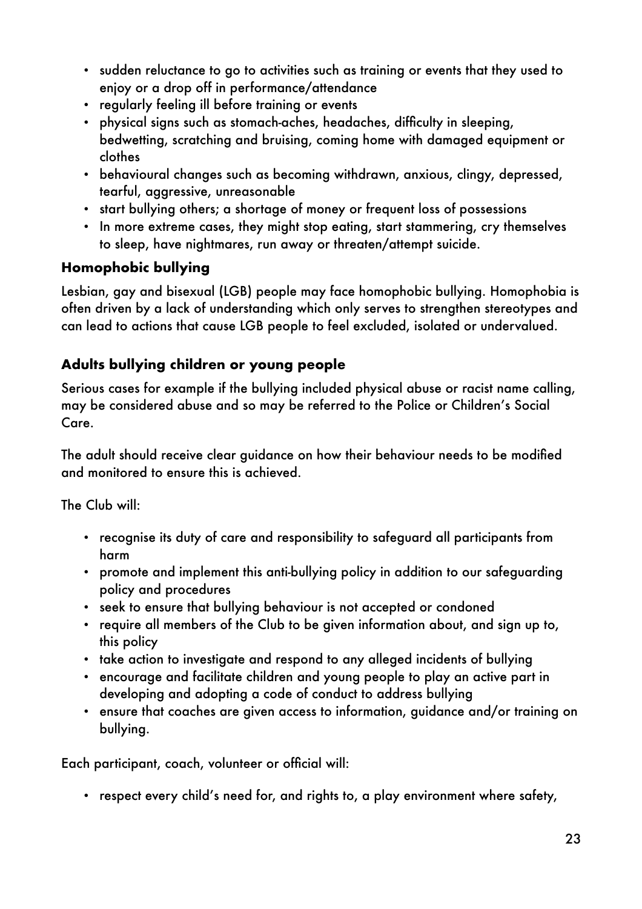- sudden reluctance to go to activities such as training or events that they used to enjoy or a drop off in performance/attendance
- regularly feeling ill before training or events
- physical signs such as stomach-aches, headaches, difficulty in sleeping, bedwetting, scratching and bruising, coming home with damaged equipment or clothes
- behavioural changes such as becoming withdrawn, anxious, clingy, depressed, tearful, aggressive, unreasonable
- start bullying others; a shortage of money or frequent loss of possessions
- In more extreme cases, they might stop eating, start stammering, cry themselves to sleep, have nightmares, run away or threaten/attempt suicide.

### Homophobic bullying

Lesbian, gay and bisexual (LGB) people may face homophobic bullying. Homophobia is often driven by a lack of understanding which only serves to strengthen stereotypes and can lead to actions that cause LGB people to feel excluded, isolated or undervalued.

### Adults bullying children or young people

Serious cases for example if the bullying included physical abuse or racist name calling, may be considered abuse and so may be referred to the Police or Children's Social Care.

The adult should receive clear guidance on how their behaviour needs to be modified and monitored to ensure this is achieved.

The Club will:

- recognise its duty of care and responsibility to safeguard all participants from harm
- promote and implement this anti-bullying policy in addition to our safeguarding policy and procedures
- seek to ensure that bullying behaviour is not accepted or condoned
- require all members of the Club to be given information about, and sign up to, this policy
- take action to investigate and respond to any alleged incidents of bullying
- encourage and facilitate children and young people to play an active part in developing and adopting a code of conduct to address bullying
- ensure that coaches are given access to information, guidance and/or training on bullying.

Each participant, coach, volunteer or official will:

- respect every child's need for, and rights to, a play environment where safety,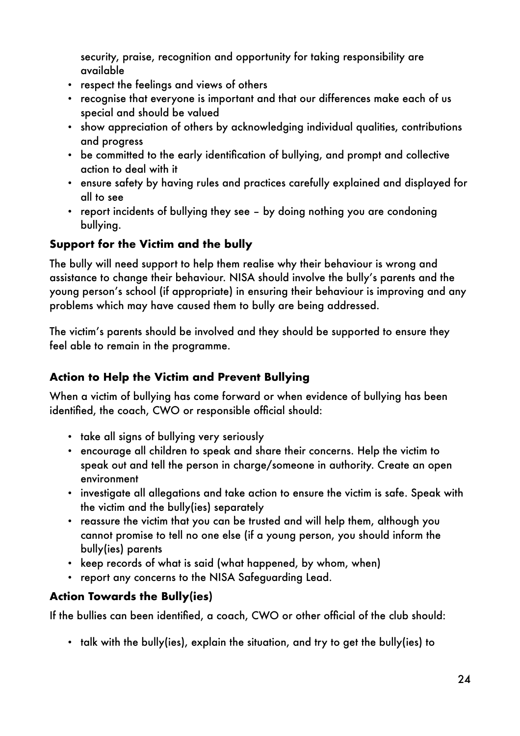security, praise, recognition and opportunity for taking responsibility are available

- respect the feelings and views of others
- recognise that everyone is important and that our differences make each of us special and should be valued
- show appreciation of others by acknowledging individual qualities, contributions and progress
- be committed to the early identification of bullying, and prompt and collective action to deal with it
- ensure safety by having rules and practices carefully explained and displayed for all to see
- report incidents of bullying they see – by doing nothing you are condoning bullying.

### Support for the Victim and the bully

The bully will need support to help them realise why their behaviour is wrong and assistance to change their behaviour. NISA should involve the bully's parents and the young person's school (if appropriate) in ensuring their behaviour is improving and any problems which may have caused them to bully are being addressed.

The victim's parents should be involved and they should be supported to ensure they feel able to remain in the programme.

### Action to Help the Victim and Prevent Bullying

When a victim of bullying has come forward or when evidence of bullying has been identified, the coach, CWO or responsible official should:

- take all signs of bullying very seriously
- encourage all children to speak and share their concerns. Help the victim to speak out and tell the person in charge/someone in authority. Create an open environment
- investigate all allegations and take action to ensure the victim is safe. Speak with the victim and the bully(ies) separately
- reassure the victim that you can be trusted and will help them, although you cannot promise to tell no one else (if a young person, you should inform the bully(ies) parents
- keep records of what is said (what happened, by whom, when)
- report any concerns to the NISA Safeguarding Lead.

### Action Towards the Bully(ies)

If the bullies can been identified, a coach, CWO or other official of the club should:

- talk with the bully(ies), explain the situation, and try to get the bully(ies) to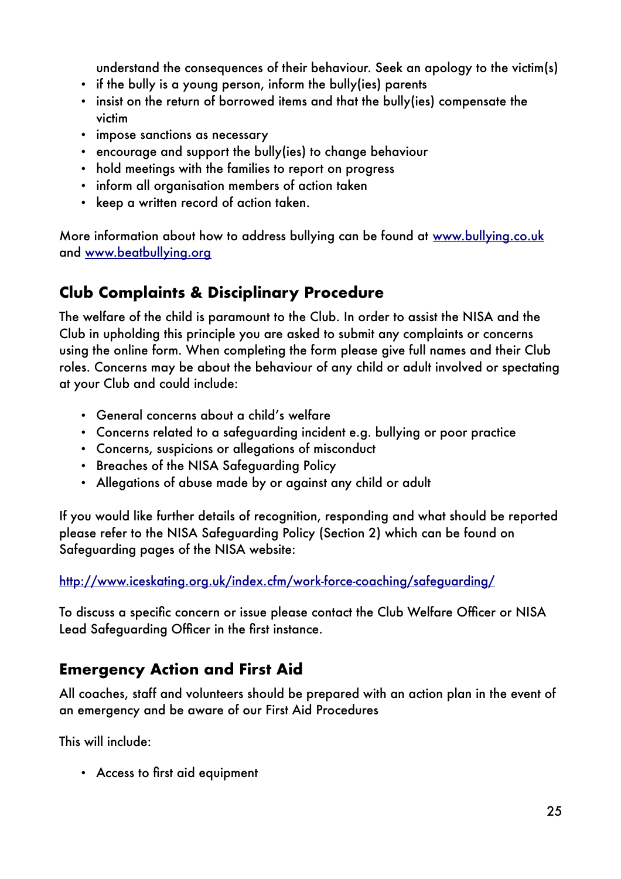understand the consequences of their behaviour. Seek an apology to the victim(s)

- if the bully is a young person, inform the bully(ies) parents
- insist on the return of borrowed items and that the bully(ies) compensate the victim
- impose sanctions as necessary
- encourage and support the bully(ies) to change behaviour
- hold meetings with the families to report on progress
- inform all organisation members of action taken
- keep a written record of action taken.

More information about how to address bullying can be found at www.bullying.co.uk and www.beatbullying.org

## Club Complaints & Disciplinary Procedure

The welfare of the child is paramount to the Club. In order to assist the NISA and the Club in upholding this principle you are asked to submit any complaints or concerns using the online form. When completing the form please give full names and their Club roles. Concerns may be about the behaviour of any child or adult involved or spectating at your Club and could include:

- General concerns about a child's welfare
- Concerns related to a safeguarding incident e.g. bullying or poor practice
- Concerns, suspicions or allegations of misconduct
- Breaches of the NISA Safeguarding Policy
- Allegations of abuse made by or against any child or adult

If you would like further details of recognition, responding and what should be reported please refer to the NISA Safeguarding Policy (Section 2) which can be found on Safeguarding pages of the NISA website:

http://www.iceskating.org.uk/index.cfm/work-force-coaching/safeguarding/

To discuss a specific concern or issue please contact the Club Welfare Officer or NISA Lead Safeguarding Officer in the first instance.

## Emergency Action and First Aid

All coaches, staff and volunteers should be prepared with an action plan in the event of an emergency and be aware of our First Aid Procedures

This will include:

- Access to first aid equipment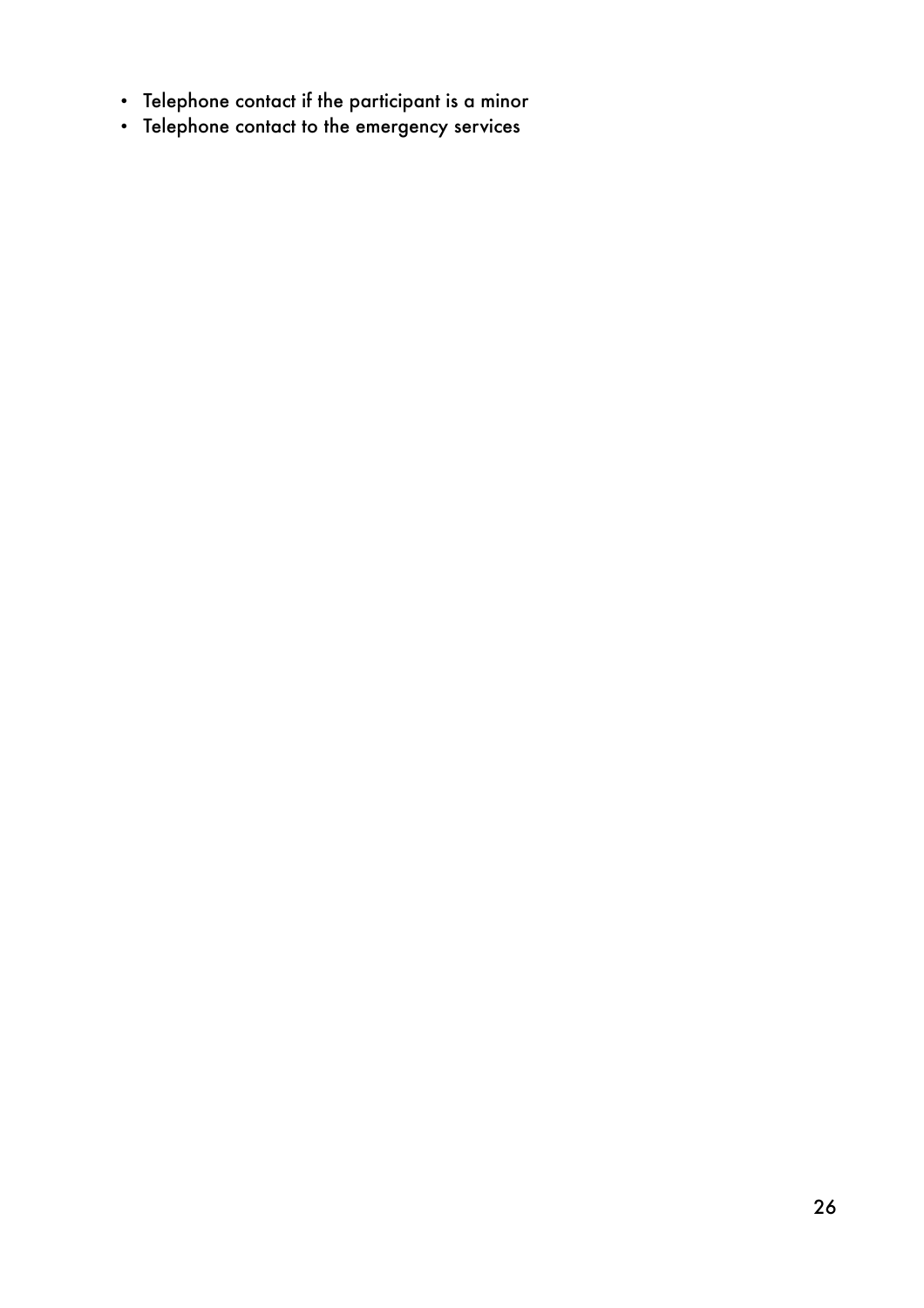- Telephone contact if the participant is a minor
- Telephone contact to the emergency services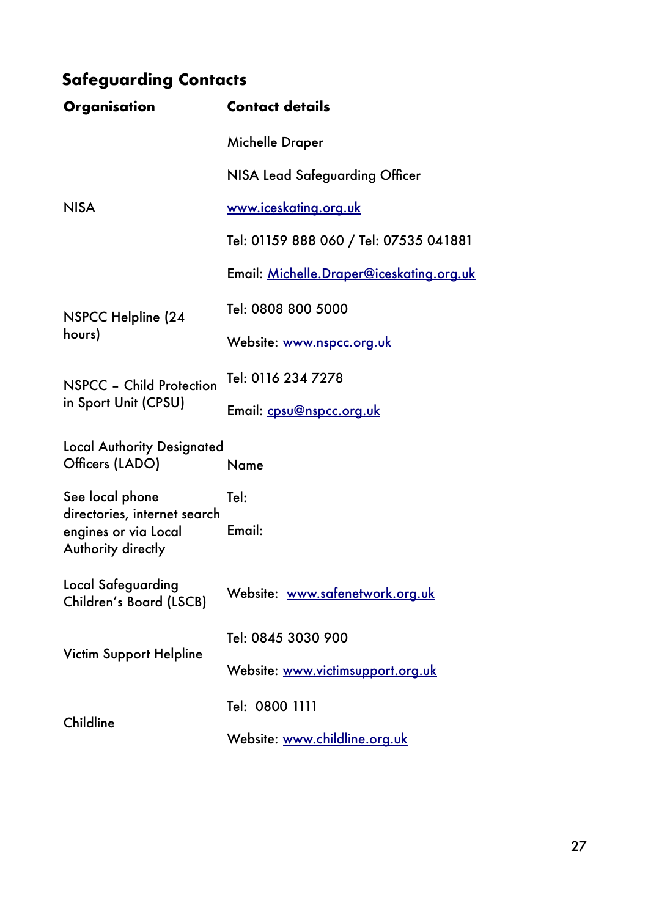## Safeguarding Contacts

| Organisation | Contact details |
|---|---|
| NISA | Michelle Draper<br>NISA Lead Safeguarding Officer<br>www.iceskating.org.uk<br>Tel: 01159 888 060 / Tel: 07535 041881<br>Email: Michelle.Draper@iceskating.org.uk |
| NSPCC Helpline (24 hours) | Tel: 0808 800 5000<br>Website: www.nspcc.org.uk |
| NSPCC – Child Protection in Sport Unit (CPSU) | Tel: 0116 234 7278<br>Email: cpsu@nspcc.org.uk |
| Local Authority Designated Officers (LADO)<br>See local phone directories, internet search engines or via Local Authority directly | Name<br>Tel:<br>Email: |
| Local Safeguarding Children's Board (LSCB) | Website: www.safenetwork.org.uk |
| Victim Support Helpline | Tel: 0845 3030 900<br>Website: www.victimsupport.org.uk |
| Childline | Tel: 0800 1111<br>Website: www.childline.org.uk |